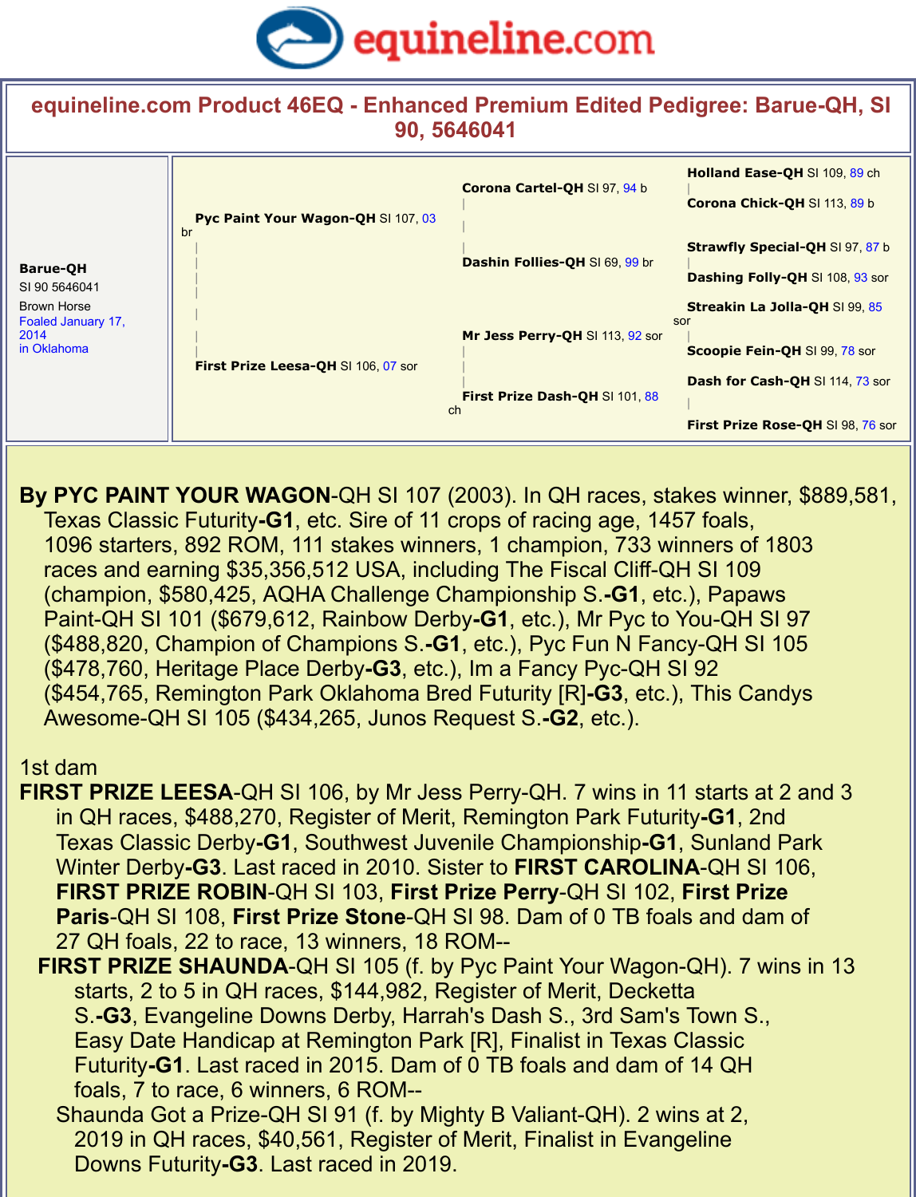equineline.com

# equineline.com Product 46EQ - Enhanced Premium Edited Pedigree: Barue-QH, SI 90, 5646041

| Horse | Sire/Dam | Grandparents | Great-grandparents |
|---|---|---|---|
| **Barue-QH** SI 90 5646041 Brown Horse Foaled January 17, 2014 in Oklahoma | **Pyc Paint Your Wagon-QH** SI 107, 03 br | **Corona Cartel-QH** SI 97, 94 b | **Holland Ease-QH** SI 109, 89 ch |
| | | | **Corona Chick-QH** SI 113, 89 b |
| | | **Dashin Follies-QH** SI 69, 99 br | **Strawfly Special-QH** SI 97, 87 b |
| | | | **Dashing Folly-QH** SI 108, 93 sor |
| | **First Prize Leesa-QH** SI 106, 07 sor | **Mr Jess Perry-QH** SI 113, 92 sor | **Streakin La Jolla-QH** SI 99, 85 sor |
| | | | **Scoopie Fein-QH** SI 99, 78 sor |
| | | **First Prize Dash-QH** SI 101, 88 ch | **Dash for Cash-QH** SI 114, 73 sor |
| | | | **First Prize Rose-QH** SI 98, 76 sor |

**By PYC PAINT YOUR WAGON**-QH SI 107 (2003). In QH races, stakes winner, $889,581, Texas Classic Futurity-**G1**, etc. Sire of 11 crops of racing age, 1457 foals, 1096 starters, 892 ROM, 111 stakes winners, 1 champion, 733 winners of 1803 races and earning $35,356,512 USA, including The Fiscal Cliff-QH SI 109 (champion, $580,425, AQHA Challenge Championship S.-**G1**, etc.), Papaws Paint-QH SI 101 ($679,612, Rainbow Derby-**G1**, etc.), Mr Pyc to You-QH SI 97 ($488,820, Champion of Champions S.-**G1**, etc.), Pyc Fun N Fancy-QH SI 105 ($478,760, Heritage Place Derby-**G3**, etc.), Im a Fancy Pyc-QH SI 92 ($454,765, Remington Park Oklahoma Bred Futurity [R]-**G3**, etc.), This Candys Awesome-QH SI 105 ($434,265, Junos Request S.-**G2**, etc.).

1st dam

**FIRST PRIZE LEESA**-QH SI 106, by Mr Jess Perry-QH. 7 wins in 11 starts at 2 and 3 in QH races, $488,270, Register of Merit, Remington Park Futurity-**G1**, 2nd Texas Classic Derby-**G1**, Southwest Juvenile Championship-**G1**, Sunland Park Winter Derby-**G3**. Last raced in 2010. Sister to **FIRST CAROLINA**-QH SI 106, **FIRST PRIZE ROBIN**-QH SI 103, **First Prize Perry**-QH SI 102, **First Prize Paris**-QH SI 108, **First Prize Stone**-QH SI 98. Dam of 0 TB foals and dam of 27 QH foals, 22 to race, 13 winners, 18 ROM--

- **FIRST PRIZE SHAUNDA**-QH SI 105 (f. by Pyc Paint Your Wagon-QH). 7 wins in 13 starts, 2 to 5 in QH races, $144,982, Register of Merit, Decketta S.-**G3**, Evangeline Downs Derby, Harrah's Dash S., 3rd Sam's Town S., Easy Date Handicap at Remington Park [R], Finalist in Texas Classic Futurity-**G1**. Last raced in 2015. Dam of 0 TB foals and dam of 14 QH foals, 7 to race, 6 winners, 6 ROM--
  - Shaunda Got a Prize-QH SI 91 (f. by Mighty B Valiant-QH). 2 wins at 2, 2019 in QH races, $40,561, Register of Merit, Finalist in Evangeline Downs Futurity-**G3**. Last raced in 2019.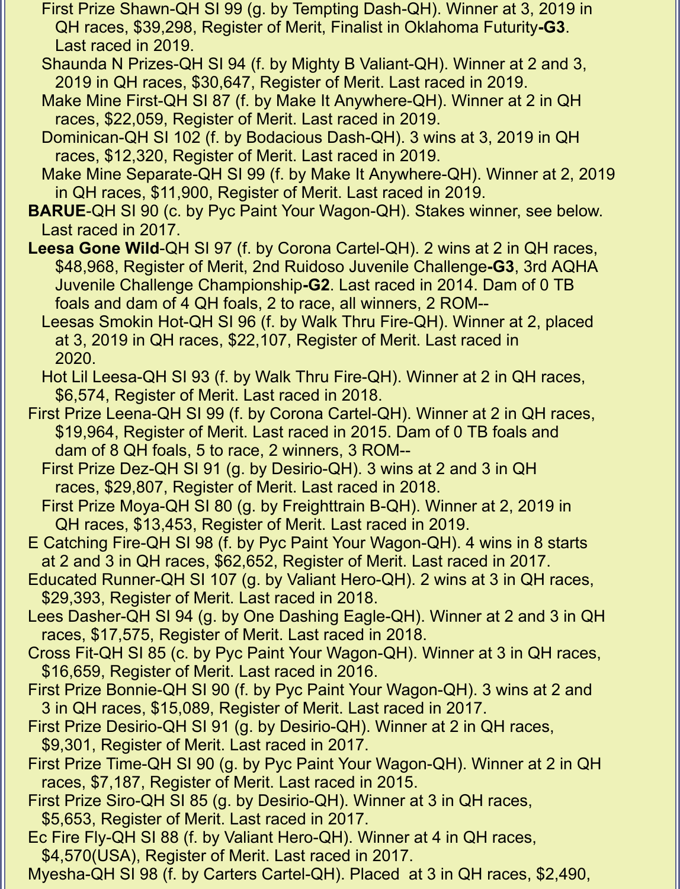First Prize Shawn-QH SI 99 (g. by Tempting Dash-QH). Winner at 3, 2019 in QH races, $39,298, Register of Merit, Finalist in Oklahoma Futurity-**G3**. Last raced in 2019.

Shaunda N Prizes-QH SI 94 (f. by Mighty B Valiant-QH). Winner at 2 and 3, 2019 in QH races, $30,647, Register of Merit. Last raced in 2019.

Make Mine First-QH SI 87 (f. by Make It Anywhere-QH). Winner at 2 in QH races, $22,059, Register of Merit. Last raced in 2019.

Dominican-QH SI 102 (f. by Bodacious Dash-QH). 3 wins at 3, 2019 in QH races, $12,320, Register of Merit. Last raced in 2019.

Make Mine Separate-QH SI 99 (f. by Make It Anywhere-QH). Winner at 2, 2019 in QH races, $11,900, Register of Merit. Last raced in 2019.

**BARUE**-QH SI 90 (c. by Pyc Paint Your Wagon-QH). Stakes winner, see below. Last raced in 2017.

**Leesa Gone Wild**-QH SI 97 (f. by Corona Cartel-QH). 2 wins at 2 in QH races, $48,968, Register of Merit, 2nd Ruidoso Juvenile Challenge-**G3**, 3rd AQHA Juvenile Challenge Championship-**G2**. Last raced in 2014. Dam of 0 TB foals and dam of 4 QH foals, 2 to race, all winners, 2 ROM--

Leesas Smokin Hot-QH SI 96 (f. by Walk Thru Fire-QH). Winner at 2, placed at 3, 2019 in QH races, $22,107, Register of Merit. Last raced in 2020.

Hot Lil Leesa-QH SI 93 (f. by Walk Thru Fire-QH). Winner at 2 in QH races, $6,574, Register of Merit. Last raced in 2018.

First Prize Leena-QH SI 99 (f. by Corona Cartel-QH). Winner at 2 in QH races, $19,964, Register of Merit. Last raced in 2015. Dam of 0 TB foals and dam of 8 QH foals, 5 to race, 2 winners, 3 ROM--

First Prize Dez-QH SI 91 (g. by Desirio-QH). 3 wins at 2 and 3 in QH races, $29,807, Register of Merit. Last raced in 2018.

First Prize Moya-QH SI 80 (g. by Freighttrain B-QH). Winner at 2, 2019 in QH races, $13,453, Register of Merit. Last raced in 2019.

E Catching Fire-QH SI 98 (f. by Pyc Paint Your Wagon-QH). 4 wins in 8 starts at 2 and 3 in QH races, $62,652, Register of Merit. Last raced in 2017.

Educated Runner-QH SI 107 (g. by Valiant Hero-QH). 2 wins at 3 in QH races, $29,393, Register of Merit. Last raced in 2018.

Lees Dasher-QH SI 94 (g. by One Dashing Eagle-QH). Winner at 2 and 3 in QH races, $17,575, Register of Merit. Last raced in 2018.

Cross Fit-QH SI 85 (c. by Pyc Paint Your Wagon-QH). Winner at 3 in QH races, $16,659, Register of Merit. Last raced in 2016.

First Prize Bonnie-QH SI 90 (f. by Pyc Paint Your Wagon-QH). 3 wins at 2 and 3 in QH races, $15,089, Register of Merit. Last raced in 2017.

First Prize Desirio-QH SI 91 (g. by Desirio-QH). Winner at 2 in QH races, $9,301, Register of Merit. Last raced in 2017.

First Prize Time-QH SI 90 (g. by Pyc Paint Your Wagon-QH). Winner at 2 in QH races, $7,187, Register of Merit. Last raced in 2015.

First Prize Siro-QH SI 85 (g. by Desirio-QH). Winner at 3 in QH races, $5,653, Register of Merit. Last raced in 2017.

Ec Fire Fly-QH SI 88 (f. by Valiant Hero-QH). Winner at 4 in QH races, $4,570(USA), Register of Merit. Last raced in 2017.

Myesha-QH SI 98 (f. by Carters Cartel-QH). Placed at 3 in QH races, $2,490,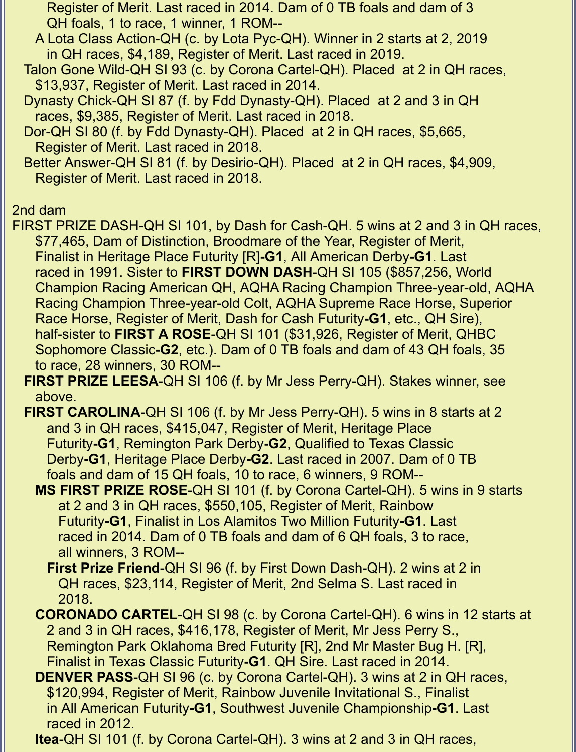Register of Merit. Last raced in 2014. Dam of 0 TB foals and dam of 3 QH foals, 1 to race, 1 winner, 1 ROM--

A Lota Class Action-QH (c. by Lota Pyc-QH). Winner in 2 starts at 2, 2019 in QH races, $4,189, Register of Merit. Last raced in 2019.

Talon Gone Wild-QH SI 93 (c. by Corona Cartel-QH). Placed at 2 in QH races, $13,937, Register of Merit. Last raced in 2014.

Dynasty Chick-QH SI 87 (f. by Fdd Dynasty-QH). Placed at 2 and 3 in QH races, $9,385, Register of Merit. Last raced in 2018.

Dor-QH SI 80 (f. by Fdd Dynasty-QH). Placed at 2 in QH races, $5,665, Register of Merit. Last raced in 2018.

Better Answer-QH SI 81 (f. by Desirio-QH). Placed at 2 in QH races, $4,909, Register of Merit. Last raced in 2018.

2nd dam

FIRST PRIZE DASH-QH SI 101, by Dash for Cash-QH. 5 wins at 2 and 3 in QH races, $77,465, Dam of Distinction, Broodmare of the Year, Register of Merit, Finalist in Heritage Place Futurity [R]**-G1**, All American Derby**-G1**. Last raced in 1991. Sister to **FIRST DOWN DASH**-QH SI 105 ($857,256, World Champion Racing American QH, AQHA Racing Champion Three-year-old, AQHA Racing Champion Three-year-old Colt, AQHA Supreme Race Horse, Superior Race Horse, Register of Merit, Dash for Cash Futurity**-G1**, etc., QH Sire), half-sister to **FIRST A ROSE**-QH SI 101 ($31,926, Register of Merit, QHBC Sophomore Classic**-G2**, etc.). Dam of 0 TB foals and dam of 43 QH foals, 35 to race, 28 winners, 30 ROM--

**FIRST PRIZE LEESA**-QH SI 106 (f. by Mr Jess Perry-QH). Stakes winner, see above.

**FIRST CAROLINA**-QH SI 106 (f. by Mr Jess Perry-QH). 5 wins in 8 starts at 2 and 3 in QH races, $415,047, Register of Merit, Heritage Place Futurity**-G1**, Remington Park Derby**-G2**, Qualified to Texas Classic Derby**-G1**, Heritage Place Derby**-G2**. Last raced in 2007. Dam of 0 TB foals and dam of 15 QH foals, 10 to race, 6 winners, 9 ROM--

**MS FIRST PRIZE ROSE**-QH SI 101 (f. by Corona Cartel-QH). 5 wins in 9 starts at 2 and 3 in QH races, $550,105, Register of Merit, Rainbow Futurity**-G1**, Finalist in Los Alamitos Two Million Futurity**-G1**. Last raced in 2014. Dam of 0 TB foals and dam of 6 QH foals, 3 to race, all winners, 3 ROM--

**First Prize Friend**-QH SI 96 (f. by First Down Dash-QH). 2 wins at 2 in QH races, $23,114, Register of Merit, 2nd Selma S. Last raced in 2018.

**CORONADO CARTEL**-QH SI 98 (c. by Corona Cartel-QH). 6 wins in 12 starts at 2 and 3 in QH races, $416,178, Register of Merit, Mr Jess Perry S., Remington Park Oklahoma Bred Futurity [R], 2nd Mr Master Bug H. [R], Finalist in Texas Classic Futurity**-G1**. QH Sire. Last raced in 2014.

**DENVER PASS**-QH SI 96 (c. by Corona Cartel-QH). 3 wins at 2 in QH races, $120,994, Register of Merit, Rainbow Juvenile Invitational S., Finalist in All American Futurity**-G1**, Southwest Juvenile Championship**-G1**. Last raced in 2012.

**Itea**-QH SI 101 (f. by Corona Cartel-QH). 3 wins at 2 and 3 in QH races,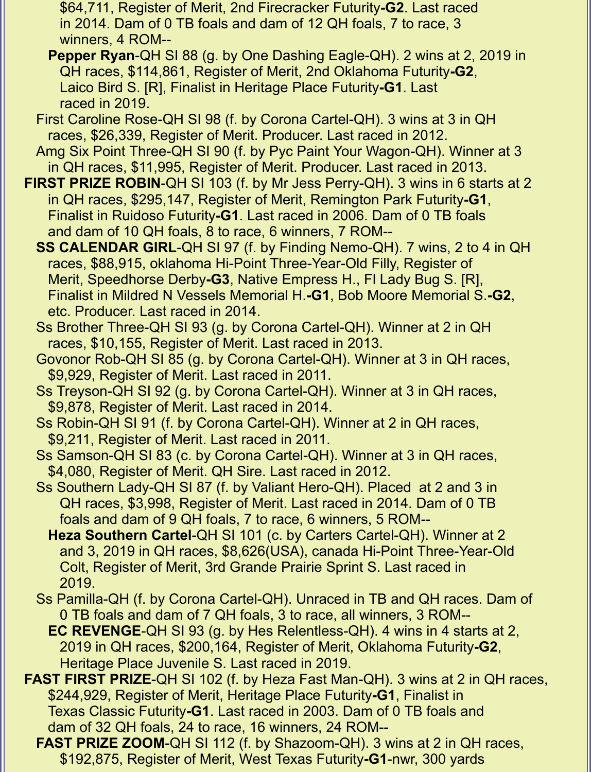$64,711, Register of Merit, 2nd Firecracker Futurity-**G2**. Last raced in 2014. Dam of 0 TB foals and dam of 12 QH foals, 7 to race, 3 winners, 4 ROM--

**Pepper Ryan**-QH SI 88 (g. by One Dashing Eagle-QH). 2 wins at 2, 2019 in QH races, $114,861, Register of Merit, 2nd Oklahoma Futurity-**G2**, Laico Bird S. [R], Finalist in Heritage Place Futurity-**G1**. Last raced in 2019.

First Caroline Rose-QH SI 98 (f. by Corona Cartel-QH). 3 wins at 3 in QH races, $26,339, Register of Merit. Producer. Last raced in 2012.

Amg Six Point Three-QH SI 90 (f. by Pyc Paint Your Wagon-QH). Winner at 3 in QH races, $11,995, Register of Merit. Producer. Last raced in 2013.

**FIRST PRIZE ROBIN**-QH SI 103 (f. by Mr Jess Perry-QH). 3 wins in 6 starts at 2 in QH races, $295,147, Register of Merit, Remington Park Futurity-**G1**, Finalist in Ruidoso Futurity-**G1**. Last raced in 2006. Dam of 0 TB foals and dam of 10 QH foals, 8 to race, 6 winners, 7 ROM--

**SS CALENDAR GIRL**-QH SI 97 (f. by Finding Nemo-QH). 7 wins, 2 to 4 in QH races, $88,915, oklahoma Hi-Point Three-Year-Old Filly, Register of Merit, Speedhorse Derby-**G3**, Native Empress H., Fl Lady Bug S. [R], Finalist in Mildred N Vessels Memorial H.-**G1**, Bob Moore Memorial S.-**G2**, etc. Producer. Last raced in 2014.

Ss Brother Three-QH SI 93 (g. by Corona Cartel-QH). Winner at 2 in QH races, $10,155, Register of Merit. Last raced in 2013.

Govonor Rob-QH SI 85 (g. by Corona Cartel-QH). Winner at 3 in QH races, $9,929, Register of Merit. Last raced in 2011.

Ss Treyson-QH SI 92 (g. by Corona Cartel-QH). Winner at 3 in QH races, $9,878, Register of Merit. Last raced in 2014.

Ss Robin-QH SI 91 (f. by Corona Cartel-QH). Winner at 2 in QH races, $9,211, Register of Merit. Last raced in 2011.

Ss Samson-QH SI 83 (c. by Corona Cartel-QH). Winner at 3 in QH races, $4,080, Register of Merit. QH Sire. Last raced in 2012.

Ss Southern Lady-QH SI 87 (f. by Valiant Hero-QH). Placed at 2 and 3 in QH races, $3,998, Register of Merit. Last raced in 2014. Dam of 0 TB foals and dam of 9 QH foals, 7 to race, 6 winners, 5 ROM--

**Heza Southern Cartel**-QH SI 101 (c. by Carters Cartel-QH). Winner at 2 and 3, 2019 in QH races, $8,626(USA), canada Hi-Point Three-Year-Old Colt, Register of Merit, 3rd Grande Prairie Sprint S. Last raced in 2019.

Ss Pamilla-QH (f. by Corona Cartel-QH). Unraced in TB and QH races. Dam of 0 TB foals and dam of 7 QH foals, 3 to race, all winners, 3 ROM--

**EC REVENGE**-QH SI 93 (g. by Hes Relentless-QH). 4 wins in 4 starts at 2, 2019 in QH races, $200,164, Register of Merit, Oklahoma Futurity-**G2**, Heritage Place Juvenile S. Last raced in 2019.

**FAST FIRST PRIZE**-QH SI 102 (f. by Heza Fast Man-QH). 3 wins at 2 in QH races, $244,929, Register of Merit, Heritage Place Futurity-**G1**, Finalist in Texas Classic Futurity-**G1**. Last raced in 2003. Dam of 0 TB foals and dam of 32 QH foals, 24 to race, 16 winners, 24 ROM--

**FAST PRIZE ZOOM**-QH SI 112 (f. by Shazoom-QH). 3 wins at 2 in QH races, $192,875, Register of Merit, West Texas Futurity-**G1**-nwr, 300 yards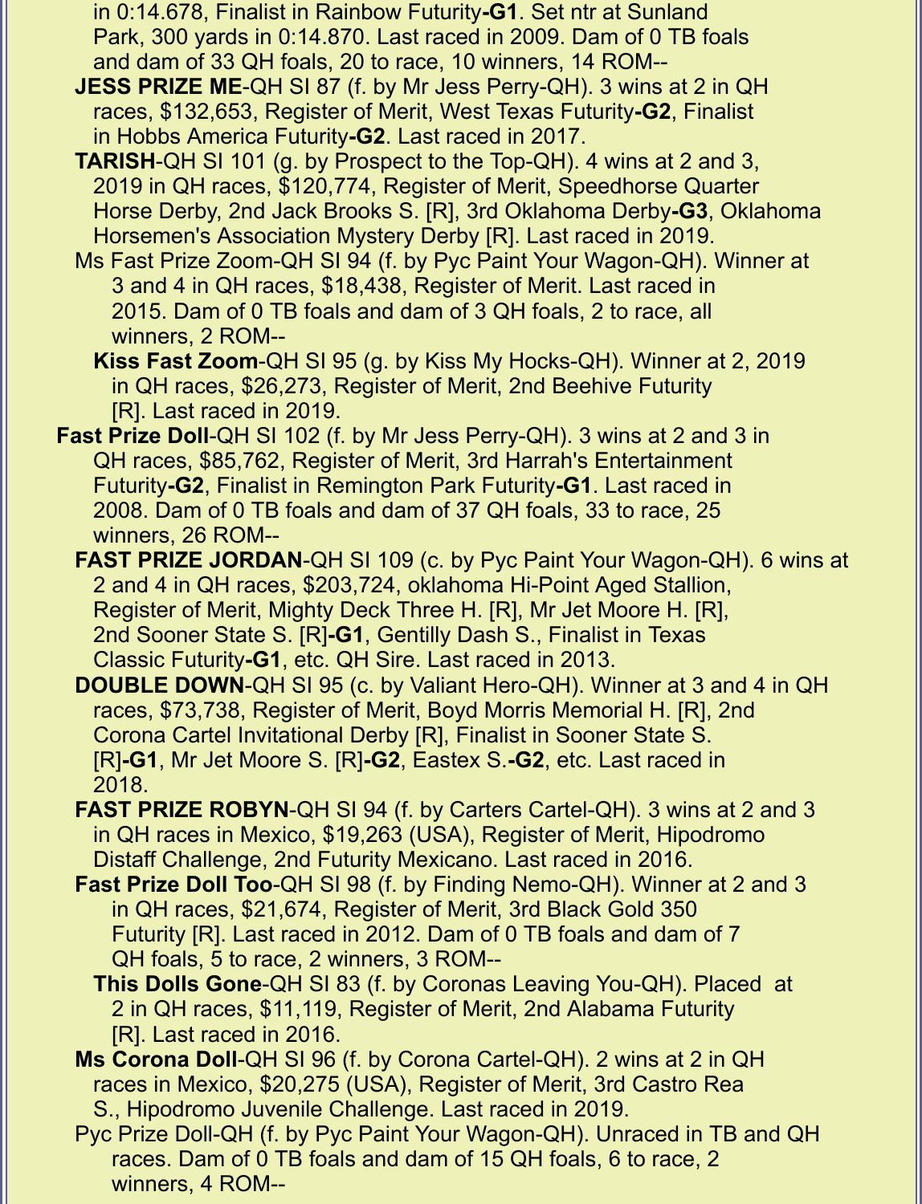in 0:14.678, Finalist in Rainbow Futurity**-G1**. Set ntr at Sunland Park, 300 yards in 0:14.870. Last raced in 2009. Dam of 0 TB foals and dam of 33 QH foals, 20 to race, 10 winners, 14 ROM--

**JESS PRIZE ME**-QH SI 87 (f. by Mr Jess Perry-QH). 3 wins at 2 in QH races, $132,653, Register of Merit, West Texas Futurity**-G2**, Finalist in Hobbs America Futurity**-G2**. Last raced in 2017.

**TARISH**-QH SI 101 (g. by Prospect to the Top-QH). 4 wins at 2 and 3, 2019 in QH races, $120,774, Register of Merit, Speedhorse Quarter Horse Derby, 2nd Jack Brooks S. [R], 3rd Oklahoma Derby**-G3**, Oklahoma Horsemen's Association Mystery Derby [R]. Last raced in 2019.

Ms Fast Prize Zoom-QH SI 94 (f. by Pyc Paint Your Wagon-QH). Winner at 3 and 4 in QH races, $18,438, Register of Merit. Last raced in 2015. Dam of 0 TB foals and dam of 3 QH foals, 2 to race, all winners, 2 ROM--

**Kiss Fast Zoom**-QH SI 95 (g. by Kiss My Hocks-QH). Winner at 2, 2019 in QH races, $26,273, Register of Merit, 2nd Beehive Futurity [R]. Last raced in 2019.

**Fast Prize Doll**-QH SI 102 (f. by Mr Jess Perry-QH). 3 wins at 2 and 3 in QH races, $85,762, Register of Merit, 3rd Harrah's Entertainment Futurity**-G2**, Finalist in Remington Park Futurity**-G1**. Last raced in 2008. Dam of 0 TB foals and dam of 37 QH foals, 33 to race, 25 winners, 26 ROM--

**FAST PRIZE JORDAN**-QH SI 109 (c. by Pyc Paint Your Wagon-QH). 6 wins at 2 and 4 in QH races, $203,724, oklahoma Hi-Point Aged Stallion, Register of Merit, Mighty Deck Three H. [R], Mr Jet Moore H. [R], 2nd Sooner State S. [R]**-G1**, Gentilly Dash S., Finalist in Texas Classic Futurity**-G1**, etc. QH Sire. Last raced in 2013.

**DOUBLE DOWN**-QH SI 95 (c. by Valiant Hero-QH). Winner at 3 and 4 in QH races, $73,738, Register of Merit, Boyd Morris Memorial H. [R], 2nd Corona Cartel Invitational Derby [R], Finalist in Sooner State S. [R]**-G1**, Mr Jet Moore S. [R]**-G2**, Eastex S.**-G2**, etc. Last raced in 2018.

**FAST PRIZE ROBYN**-QH SI 94 (f. by Carters Cartel-QH). 3 wins at 2 and 3 in QH races in Mexico, $19,263 (USA), Register of Merit, Hipodromo Distaff Challenge, 2nd Futurity Mexicano. Last raced in 2016.

**Fast Prize Doll Too**-QH SI 98 (f. by Finding Nemo-QH). Winner at 2 and 3 in QH races, $21,674, Register of Merit, 3rd Black Gold 350 Futurity [R]. Last raced in 2012. Dam of 0 TB foals and dam of 7 QH foals, 5 to race, 2 winners, 3 ROM--

**This Dolls Gone**-QH SI 83 (f. by Coronas Leaving You-QH). Placed at 2 in QH races, $11,119, Register of Merit, 2nd Alabama Futurity [R]. Last raced in 2016.

**Ms Corona Doll**-QH SI 96 (f. by Corona Cartel-QH). 2 wins at 2 in QH races in Mexico, $20,275 (USA), Register of Merit, 3rd Castro Rea S., Hipodromo Juvenile Challenge. Last raced in 2019.

Pyc Prize Doll-QH (f. by Pyc Paint Your Wagon-QH). Unraced in TB and QH races. Dam of 0 TB foals and dam of 15 QH foals, 6 to race, 2 winners, 4 ROM--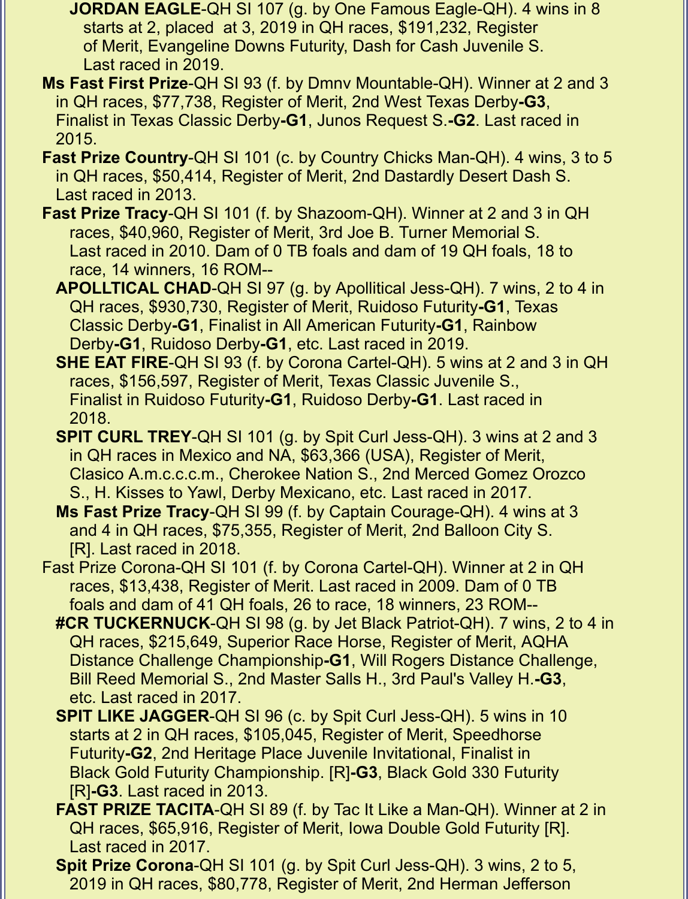**JORDAN EAGLE**-QH SI 107 (g. by One Famous Eagle-QH). 4 wins in 8 starts at 2, placed at 3, 2019 in QH races, $191,232, Register of Merit, Evangeline Downs Futurity, Dash for Cash Juvenile S. Last raced in 2019.

**Ms Fast First Prize**-QH SI 93 (f. by Dmnv Mountable-QH). Winner at 2 and 3 in QH races, $77,738, Register of Merit, 2nd West Texas Derby-**G3**, Finalist in Texas Classic Derby-**G1**, Junos Request S.-**G2**. Last raced in 2015.

**Fast Prize Country**-QH SI 101 (c. by Country Chicks Man-QH). 4 wins, 3 to 5 in QH races, $50,414, Register of Merit, 2nd Dastardly Desert Dash S. Last raced in 2013.

**Fast Prize Tracy**-QH SI 101 (f. by Shazoom-QH). Winner at 2 and 3 in QH races, $40,960, Register of Merit, 3rd Joe B. Turner Memorial S. Last raced in 2010. Dam of 0 TB foals and dam of 19 QH foals, 18 to race, 14 winners, 16 ROM--

**APOLLTICAL CHAD**-QH SI 97 (g. by Apollitical Jess-QH). 7 wins, 2 to 4 in QH races, $930,730, Register of Merit, Ruidoso Futurity-**G1**, Texas Classic Derby-**G1**, Finalist in All American Futurity-**G1**, Rainbow Derby-**G1**, Ruidoso Derby-**G1**, etc. Last raced in 2019.

**SHE EAT FIRE**-QH SI 93 (f. by Corona Cartel-QH). 5 wins at 2 and 3 in QH races, $156,597, Register of Merit, Texas Classic Juvenile S., Finalist in Ruidoso Futurity-**G1**, Ruidoso Derby-**G1**. Last raced in 2018.

**SPIT CURL TREY**-QH SI 101 (g. by Spit Curl Jess-QH). 3 wins at 2 and 3 in QH races in Mexico and NA, $63,366 (USA), Register of Merit, Clasico A.m.c.c.c.m., Cherokee Nation S., 2nd Merced Gomez Orozco S., H. Kisses to Yawl, Derby Mexicano, etc. Last raced in 2017.

**Ms Fast Prize Tracy**-QH SI 99 (f. by Captain Courage-QH). 4 wins at 3 and 4 in QH races, $75,355, Register of Merit, 2nd Balloon City S. [R]. Last raced in 2018.

Fast Prize Corona-QH SI 101 (f. by Corona Cartel-QH). Winner at 2 in QH races, $13,438, Register of Merit. Last raced in 2009. Dam of 0 TB foals and dam of 41 QH foals, 26 to race, 18 winners, 23 ROM--

**#CR TUCKERNUCK**-QH SI 98 (g. by Jet Black Patriot-QH). 7 wins, 2 to 4 in QH races, $215,649, Superior Race Horse, Register of Merit, AQHA Distance Challenge Championship-**G1**, Will Rogers Distance Challenge, Bill Reed Memorial S., 2nd Master Salls H., 3rd Paul's Valley H.-**G3**, etc. Last raced in 2017.

**SPIT LIKE JAGGER**-QH SI 96 (c. by Spit Curl Jess-QH). 5 wins in 10 starts at 2 in QH races, $105,045, Register of Merit, Speedhorse Futurity-**G2**, 2nd Heritage Place Juvenile Invitational, Finalist in Black Gold Futurity Championship. [R]-**G3**, Black Gold 330 Futurity [R]-**G3**. Last raced in 2013.

**FAST PRIZE TACITA**-QH SI 89 (f. by Tac It Like a Man-QH). Winner at 2 in QH races, $65,916, Register of Merit, Iowa Double Gold Futurity [R]. Last raced in 2017.

**Spit Prize Corona**-QH SI 101 (g. by Spit Curl Jess-QH). 3 wins, 2 to 5, 2019 in QH races, $80,778, Register of Merit, 2nd Herman Jefferson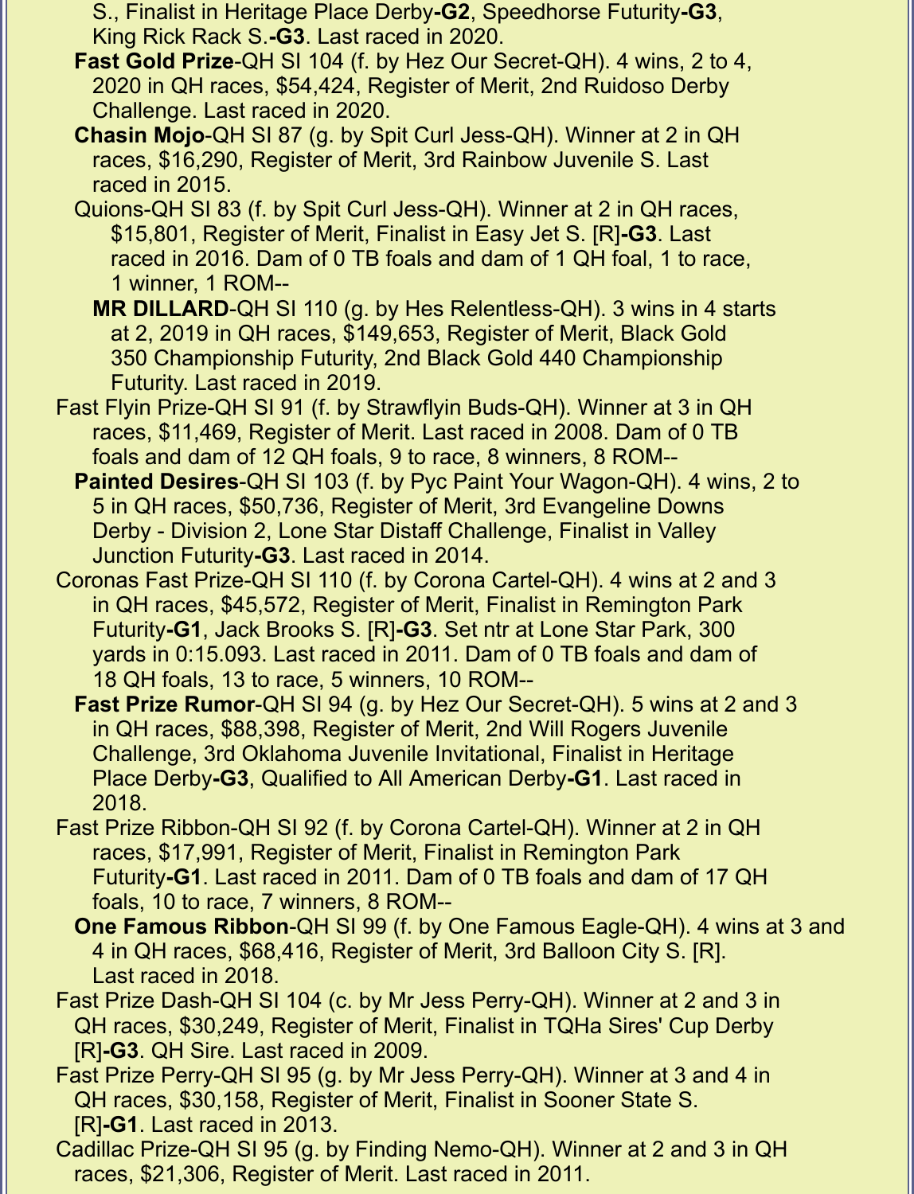S., Finalist in Heritage Place Derby**-G2**, Speedhorse Futurity**-G3**, King Rick Rack S.**-G3**. Last raced in 2020.

**Fast Gold Prize**-QH SI 104 (f. by Hez Our Secret-QH). 4 wins, 2 to 4, 2020 in QH races, $54,424, Register of Merit, 2nd Ruidoso Derby Challenge. Last raced in 2020.

**Chasin Mojo**-QH SI 87 (g. by Spit Curl Jess-QH). Winner at 2 in QH races, $16,290, Register of Merit, 3rd Rainbow Juvenile S. Last raced in 2015.

Quions-QH SI 83 (f. by Spit Curl Jess-QH). Winner at 2 in QH races, $15,801, Register of Merit, Finalist in Easy Jet S. [R]**-G3**. Last raced in 2016. Dam of 0 TB foals and dam of 1 QH foal, 1 to race, 1 winner, 1 ROM--

**MR DILLARD**-QH SI 110 (g. by Hes Relentless-QH). 3 wins in 4 starts at 2, 2019 in QH races, $149,653, Register of Merit, Black Gold 350 Championship Futurity, 2nd Black Gold 440 Championship Futurity. Last raced in 2019.

Fast Flyin Prize-QH SI 91 (f. by Strawflyin Buds-QH). Winner at 3 in QH races, $11,469, Register of Merit. Last raced in 2008. Dam of 0 TB foals and dam of 12 QH foals, 9 to race, 8 winners, 8 ROM--

**Painted Desires**-QH SI 103 (f. by Pyc Paint Your Wagon-QH). 4 wins, 2 to 5 in QH races, $50,736, Register of Merit, 3rd Evangeline Downs Derby - Division 2, Lone Star Distaff Challenge, Finalist in Valley Junction Futurity**-G3**. Last raced in 2014.

Coronas Fast Prize-QH SI 110 (f. by Corona Cartel-QH). 4 wins at 2 and 3 in QH races, $45,572, Register of Merit, Finalist in Remington Park Futurity**-G1**, Jack Brooks S. [R]**-G3**. Set ntr at Lone Star Park, 300 yards in 0:15.093. Last raced in 2011. Dam of 0 TB foals and dam of 18 QH foals, 13 to race, 5 winners, 10 ROM--

**Fast Prize Rumor**-QH SI 94 (g. by Hez Our Secret-QH). 5 wins at 2 and 3 in QH races, $88,398, Register of Merit, 2nd Will Rogers Juvenile Challenge, 3rd Oklahoma Juvenile Invitational, Finalist in Heritage Place Derby**-G3**, Qualified to All American Derby**-G1**. Last raced in 2018.

Fast Prize Ribbon-QH SI 92 (f. by Corona Cartel-QH). Winner at 2 in QH races, $17,991, Register of Merit, Finalist in Remington Park Futurity**-G1**. Last raced in 2011. Dam of 0 TB foals and dam of 17 QH foals, 10 to race, 7 winners, 8 ROM--

**One Famous Ribbon**-QH SI 99 (f. by One Famous Eagle-QH). 4 wins at 3 and 4 in QH races, $68,416, Register of Merit, 3rd Balloon City S. [R]. Last raced in 2018.

Fast Prize Dash-QH SI 104 (c. by Mr Jess Perry-QH). Winner at 2 and 3 in QH races, $30,249, Register of Merit, Finalist in TQHa Sires' Cup Derby [R]**-G3**. QH Sire. Last raced in 2009.

Fast Prize Perry-QH SI 95 (g. by Mr Jess Perry-QH). Winner at 3 and 4 in QH races, $30,158, Register of Merit, Finalist in Sooner State S. [R]**-G1**. Last raced in 2013.

Cadillac Prize-QH SI 95 (g. by Finding Nemo-QH). Winner at 2 and 3 in QH races, $21,306, Register of Merit. Last raced in 2011.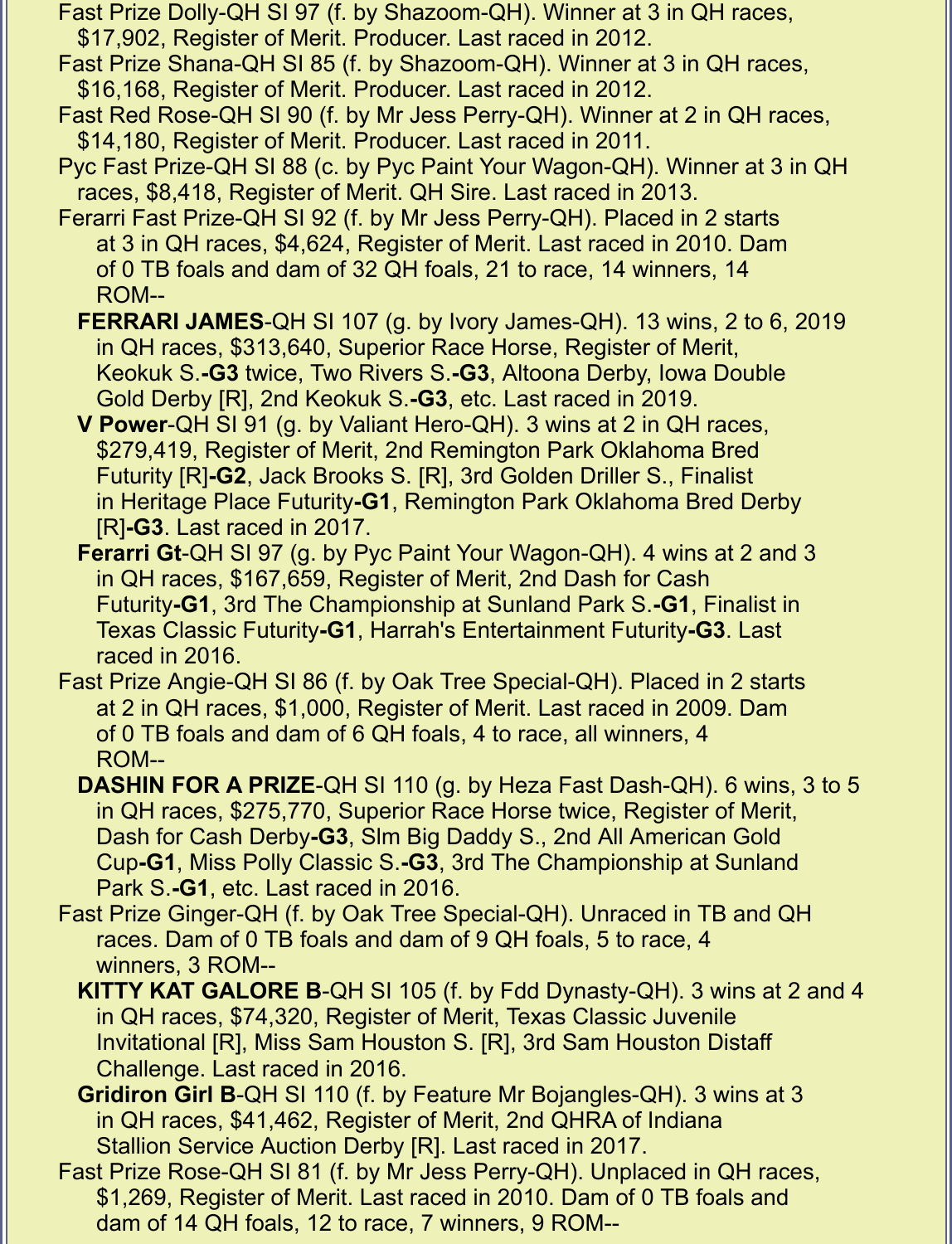Fast Prize Dolly-QH SI 97 (f. by Shazoom-QH). Winner at 3 in QH races, $17,902, Register of Merit. Producer. Last raced in 2012.

Fast Prize Shana-QH SI 85 (f. by Shazoom-QH). Winner at 3 in QH races, $16,168, Register of Merit. Producer. Last raced in 2012.

Fast Red Rose-QH SI 90 (f. by Mr Jess Perry-QH). Winner at 2 in QH races, $14,180, Register of Merit. Producer. Last raced in 2011.

Pyc Fast Prize-QH SI 88 (c. by Pyc Paint Your Wagon-QH). Winner at 3 in QH races, $8,418, Register of Merit. QH Sire. Last raced in 2013.

Ferarri Fast Prize-QH SI 92 (f. by Mr Jess Perry-QH). Placed in 2 starts at 3 in QH races, $4,624, Register of Merit. Last raced in 2010. Dam of 0 TB foals and dam of 32 QH foals, 21 to race, 14 winners, 14 ROM--

- **FERRARI JAMES**-QH SI 107 (g. by Ivory James-QH). 13 wins, 2 to 6, 2019 in QH races, $313,640, Superior Race Horse, Register of Merit, Keokuk S.**-G3** twice, Two Rivers S.**-G3**, Altoona Derby, Iowa Double Gold Derby [R], 2nd Keokuk S.**-G3**, etc. Last raced in 2019.
- **V Power**-QH SI 91 (g. by Valiant Hero-QH). 3 wins at 2 in QH races, $279,419, Register of Merit, 2nd Remington Park Oklahoma Bred Futurity [R]**-G2**, Jack Brooks S. [R], 3rd Golden Driller S., Finalist in Heritage Place Futurity**-G1**, Remington Park Oklahoma Bred Derby [R]**-G3**. Last raced in 2017.
- **Ferarri Gt**-QH SI 97 (g. by Pyc Paint Your Wagon-QH). 4 wins at 2 and 3 in QH races, $167,659, Register of Merit, 2nd Dash for Cash Futurity**-G1**, 3rd The Championship at Sunland Park S.**-G1**, Finalist in Texas Classic Futurity**-G1**, Harrah's Entertainment Futurity**-G3**. Last raced in 2016.

Fast Prize Angie-QH SI 86 (f. by Oak Tree Special-QH). Placed in 2 starts at 2 in QH races, $1,000, Register of Merit. Last raced in 2009. Dam of 0 TB foals and dam of 6 QH foals, 4 to race, all winners, 4 ROM--

- **DASHIN FOR A PRIZE**-QH SI 110 (g. by Heza Fast Dash-QH). 6 wins, 3 to 5 in QH races, $275,770, Superior Race Horse twice, Register of Merit, Dash for Cash Derby**-G3**, Slm Big Daddy S., 2nd All American Gold Cup**-G1**, Miss Polly Classic S.**-G3**, 3rd The Championship at Sunland Park S.**-G1**, etc. Last raced in 2016.

Fast Prize Ginger-QH (f. by Oak Tree Special-QH). Unraced in TB and QH races. Dam of 0 TB foals and dam of 9 QH foals, 5 to race, 4 winners, 3 ROM--

- **KITTY KAT GALORE B**-QH SI 105 (f. by Fdd Dynasty-QH). 3 wins at 2 and 4 in QH races, $74,320, Register of Merit, Texas Classic Juvenile Invitational [R], Miss Sam Houston S. [R], 3rd Sam Houston Distaff Challenge. Last raced in 2016.
- **Gridiron Girl B**-QH SI 110 (f. by Feature Mr Bojangles-QH). 3 wins at 3 in QH races, $41,462, Register of Merit, 2nd QHRA of Indiana Stallion Service Auction Derby [R]. Last raced in 2017.

Fast Prize Rose-QH SI 81 (f. by Mr Jess Perry-QH). Unplaced in QH races, $1,269, Register of Merit. Last raced in 2010. Dam of 0 TB foals and dam of 14 QH foals, 12 to race, 7 winners, 9 ROM--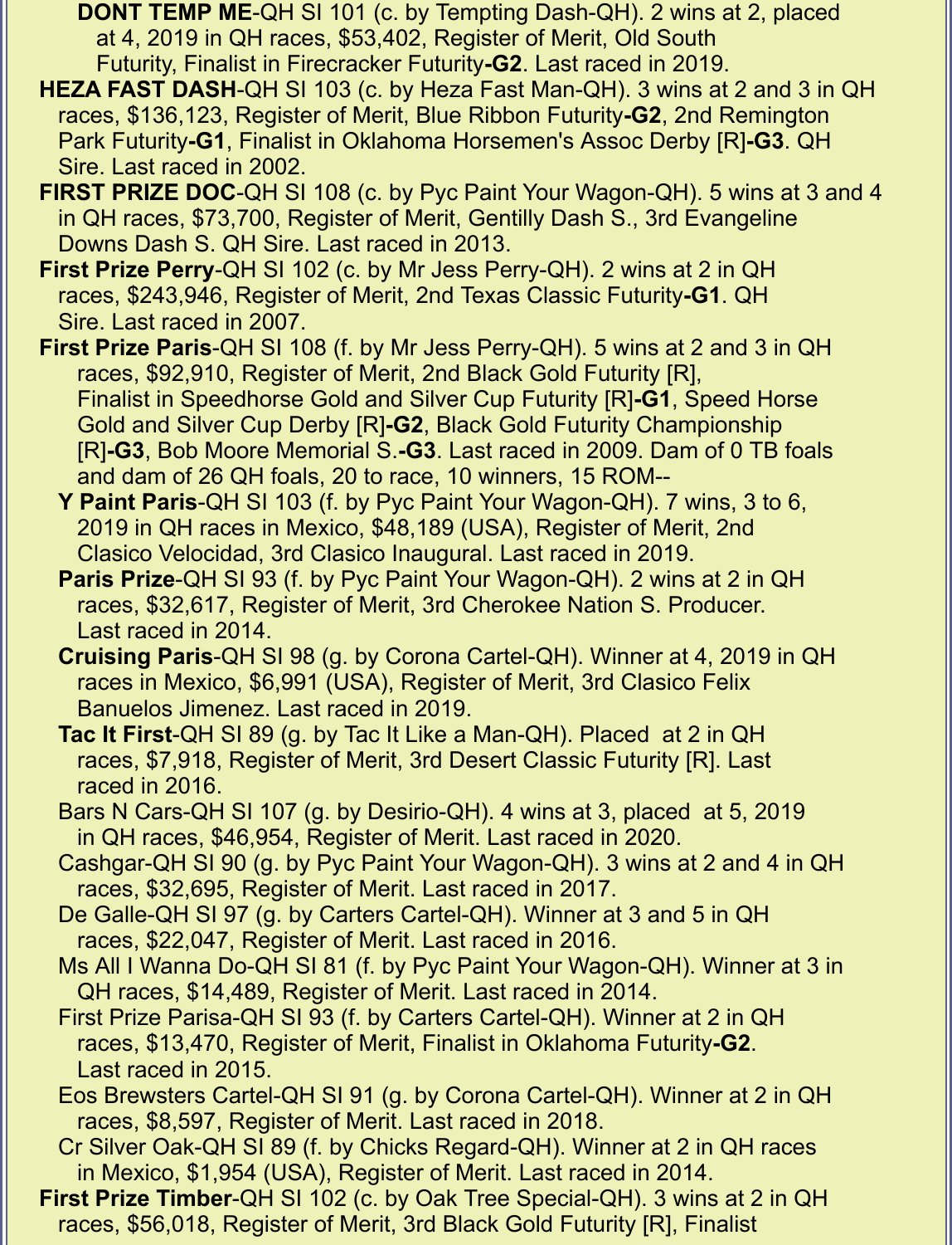**DONT TEMP ME**-QH SI 101 (c. by Tempting Dash-QH). 2 wins at 2, placed at 4, 2019 in QH races, $53,402, Register of Merit, Old South Futurity, Finalist in Firecracker Futurity-**G2**. Last raced in 2019.

**HEZA FAST DASH**-QH SI 103 (c. by Heza Fast Man-QH). 3 wins at 2 and 3 in QH races, $136,123, Register of Merit, Blue Ribbon Futurity-**G2**, 2nd Remington Park Futurity-**G1**, Finalist in Oklahoma Horsemen's Assoc Derby [R]-**G3**. QH Sire. Last raced in 2002.

**FIRST PRIZE DOC**-QH SI 108 (c. by Pyc Paint Your Wagon-QH). 5 wins at 3 and 4 in QH races, $73,700, Register of Merit, Gentilly Dash S., 3rd Evangeline Downs Dash S. QH Sire. Last raced in 2013.

**First Prize Perry**-QH SI 102 (c. by Mr Jess Perry-QH). 2 wins at 2 in QH races, $243,946, Register of Merit, 2nd Texas Classic Futurity-**G1**. QH Sire. Last raced in 2007.

**First Prize Paris**-QH SI 108 (f. by Mr Jess Perry-QH). 5 wins at 2 and 3 in QH races, $92,910, Register of Merit, 2nd Black Gold Futurity [R], Finalist in Speedhorse Gold and Silver Cup Futurity [R]-**G1**, Speed Horse Gold and Silver Cup Derby [R]-**G2**, Black Gold Futurity Championship [R]-**G3**, Bob Moore Memorial S.-**G3**. Last raced in 2009. Dam of 0 TB foals and dam of 26 QH foals, 20 to race, 10 winners, 15 ROM--

- **Y Paint Paris**-QH SI 103 (f. by Pyc Paint Your Wagon-QH). 7 wins, 3 to 6, 2019 in QH races in Mexico, $48,189 (USA), Register of Merit, 2nd Clasico Velocidad, 3rd Clasico Inaugural. Last raced in 2019.
- **Paris Prize**-QH SI 93 (f. by Pyc Paint Your Wagon-QH). 2 wins at 2 in QH races, $32,617, Register of Merit, 3rd Cherokee Nation S. Producer. Last raced in 2014.
- **Cruising Paris**-QH SI 98 (g. by Corona Cartel-QH). Winner at 4, 2019 in QH races in Mexico, $6,991 (USA), Register of Merit, 3rd Clasico Felix Banuelos Jimenez. Last raced in 2019.
- **Tac It First**-QH SI 89 (g. by Tac It Like a Man-QH). Placed at 2 in QH races, $7,918, Register of Merit, 3rd Desert Classic Futurity [R]. Last raced in 2016.
- Bars N Cars-QH SI 107 (g. by Desirio-QH). 4 wins at 3, placed at 5, 2019 in QH races, $46,954, Register of Merit. Last raced in 2020.
- Cashgar-QH SI 90 (g. by Pyc Paint Your Wagon-QH). 3 wins at 2 and 4 in QH races, $32,695, Register of Merit. Last raced in 2017.
- De Galle-QH SI 97 (g. by Carters Cartel-QH). Winner at 3 and 5 in QH races, $22,047, Register of Merit. Last raced in 2016.
- Ms All I Wanna Do-QH SI 81 (f. by Pyc Paint Your Wagon-QH). Winner at 3 in QH races, $14,489, Register of Merit. Last raced in 2014.
- First Prize Parisa-QH SI 93 (f. by Carters Cartel-QH). Winner at 2 in QH races, $13,470, Register of Merit, Finalist in Oklahoma Futurity-**G2**. Last raced in 2015.
- Eos Brewsters Cartel-QH SI 91 (g. by Corona Cartel-QH). Winner at 2 in QH races, $8,597, Register of Merit. Last raced in 2018.
- Cr Silver Oak-QH SI 89 (f. by Chicks Regard-QH). Winner at 2 in QH races in Mexico, $1,954 (USA), Register of Merit. Last raced in 2014.

**First Prize Timber**-QH SI 102 (c. by Oak Tree Special-QH). 3 wins at 2 in QH races, $56,018, Register of Merit, 3rd Black Gold Futurity [R], Finalist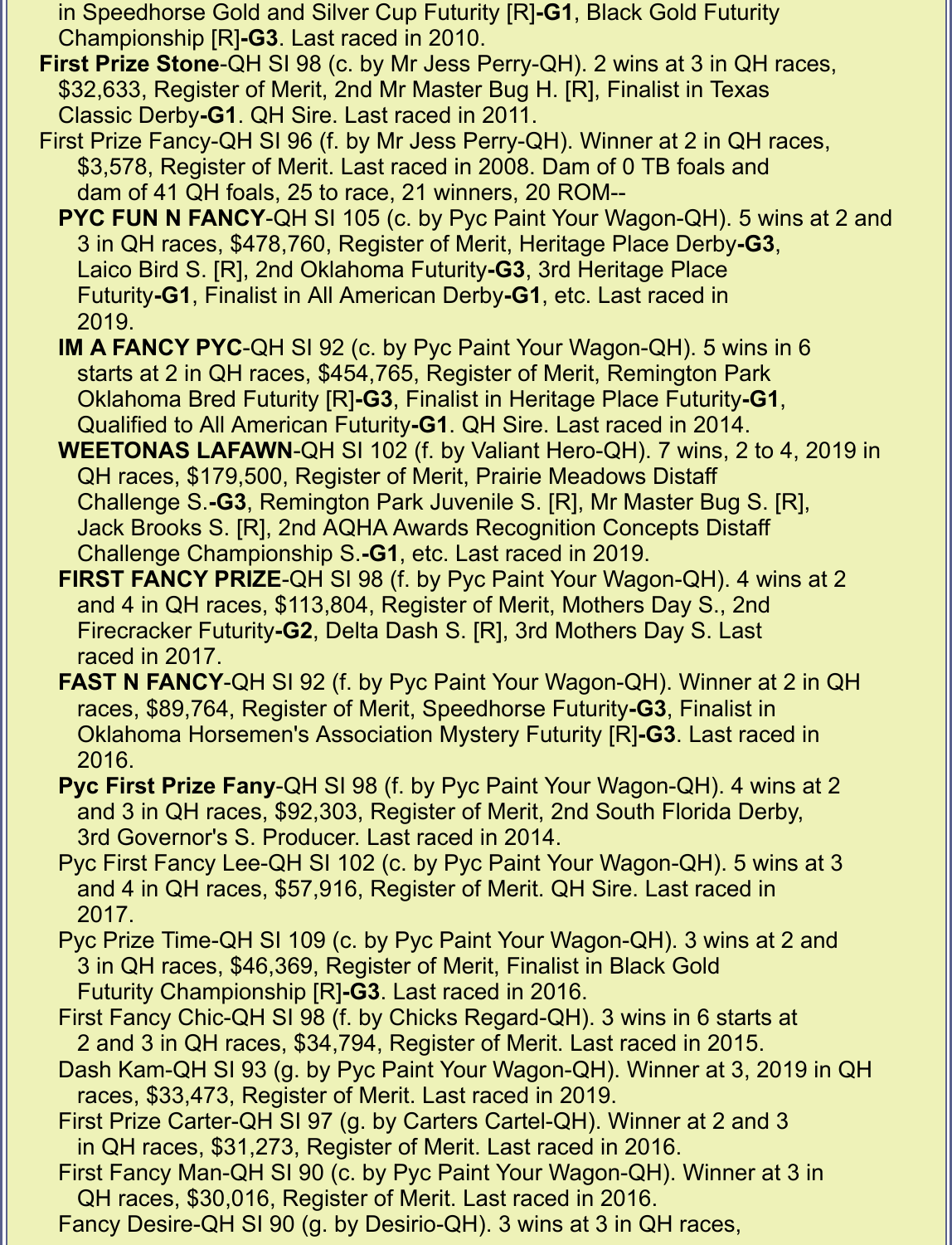in Speedhorse Gold and Silver Cup Futurity [R]**-G1**, Black Gold Futurity Championship [R]**-G3**. Last raced in 2010.

**First Prize Stone**-QH SI 98 (c. by Mr Jess Perry-QH). 2 wins at 3 in QH races, $32,633, Register of Merit, 2nd Mr Master Bug H. [R], Finalist in Texas Classic Derby**-G1**. QH Sire. Last raced in 2011.

First Prize Fancy-QH SI 96 (f. by Mr Jess Perry-QH). Winner at 2 in QH races, $3,578, Register of Merit. Last raced in 2008. Dam of 0 TB foals and dam of 41 QH foals, 25 to race, 21 winners, 20 ROM--

- **PYC FUN N FANCY**-QH SI 105 (c. by Pyc Paint Your Wagon-QH). 5 wins at 2 and 3 in QH races, $478,760, Register of Merit, Heritage Place Derby**-G3**, Laico Bird S. [R], 2nd Oklahoma Futurity**-G3**, 3rd Heritage Place Futurity**-G1**, Finalist in All American Derby**-G1**, etc. Last raced in 2019.
- **IM A FANCY PYC**-QH SI 92 (c. by Pyc Paint Your Wagon-QH). 5 wins in 6 starts at 2 in QH races, $454,765, Register of Merit, Remington Park Oklahoma Bred Futurity [R]**-G3**, Finalist in Heritage Place Futurity**-G1**, Qualified to All American Futurity**-G1**. QH Sire. Last raced in 2014.
- **WEETONAS LAFAWN**-QH SI 102 (f. by Valiant Hero-QH). 7 wins, 2 to 4, 2019 in QH races, $179,500, Register of Merit, Prairie Meadows Distaff Challenge S.**-G3**, Remington Park Juvenile S. [R], Mr Master Bug S. [R], Jack Brooks S. [R], 2nd AQHA Awards Recognition Concepts Distaff Challenge Championship S.**-G1**, etc. Last raced in 2019.
- **FIRST FANCY PRIZE**-QH SI 98 (f. by Pyc Paint Your Wagon-QH). 4 wins at 2 and 4 in QH races, $113,804, Register of Merit, Mothers Day S., 2nd Firecracker Futurity**-G2**, Delta Dash S. [R], 3rd Mothers Day S. Last raced in 2017.
- **FAST N FANCY**-QH SI 92 (f. by Pyc Paint Your Wagon-QH). Winner at 2 in QH races, $89,764, Register of Merit, Speedhorse Futurity**-G3**, Finalist in Oklahoma Horsemen's Association Mystery Futurity [R]**-G3**. Last raced in 2016.
- **Pyc First Prize Fany**-QH SI 98 (f. by Pyc Paint Your Wagon-QH). 4 wins at 2 and 3 in QH races, $92,303, Register of Merit, 2nd South Florida Derby, 3rd Governor's S. Producer. Last raced in 2014.
- Pyc First Fancy Lee-QH SI 102 (c. by Pyc Paint Your Wagon-QH). 5 wins at 3 and 4 in QH races, $57,916, Register of Merit. QH Sire. Last raced in 2017.
- Pyc Prize Time-QH SI 109 (c. by Pyc Paint Your Wagon-QH). 3 wins at 2 and 3 in QH races, $46,369, Register of Merit, Finalist in Black Gold Futurity Championship [R]**-G3**. Last raced in 2016.
- First Fancy Chic-QH SI 98 (f. by Chicks Regard-QH). 3 wins in 6 starts at 2 and 3 in QH races, $34,794, Register of Merit. Last raced in 2015.
- Dash Kam-QH SI 93 (g. by Pyc Paint Your Wagon-QH). Winner at 3, 2019 in QH races, $33,473, Register of Merit. Last raced in 2019.
- First Prize Carter-QH SI 97 (g. by Carters Cartel-QH). Winner at 2 and 3 in QH races, $31,273, Register of Merit. Last raced in 2016.
- First Fancy Man-QH SI 90 (c. by Pyc Paint Your Wagon-QH). Winner at 3 in QH races, $30,016, Register of Merit. Last raced in 2016.
- Fancy Desire-QH SI 90 (g. by Desirio-QH). 3 wins at 3 in QH races,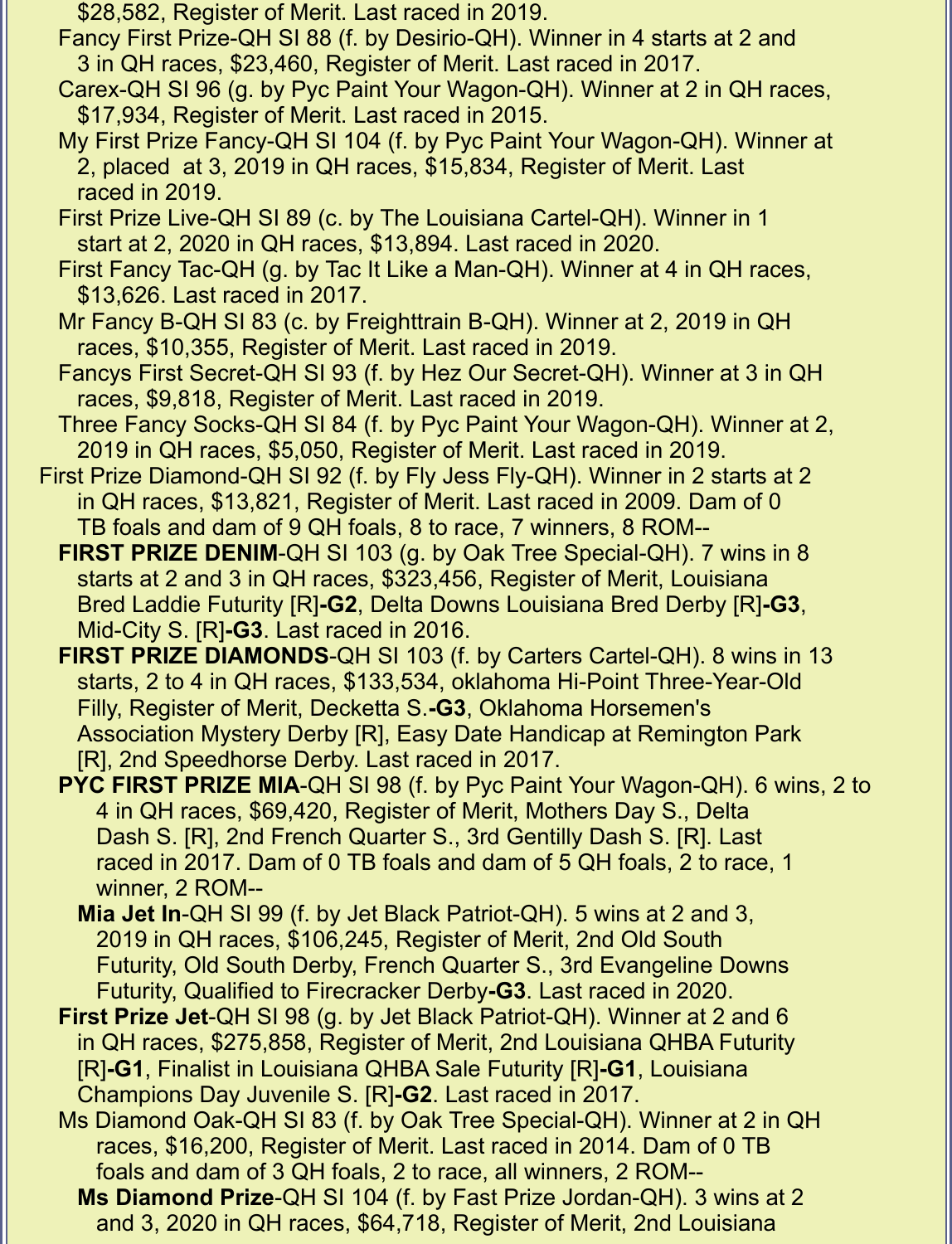$28,582, Register of Merit. Last raced in 2019.

Fancy First Prize-QH SI 88 (f. by Desirio-QH). Winner in 4 starts at 2 and 3 in QH races, $23,460, Register of Merit. Last raced in 2017.

Carex-QH SI 96 (g. by Pyc Paint Your Wagon-QH). Winner at 2 in QH races, $17,934, Register of Merit. Last raced in 2015.

My First Prize Fancy-QH SI 104 (f. by Pyc Paint Your Wagon-QH). Winner at 2, placed at 3, 2019 in QH races, $15,834, Register of Merit. Last raced in 2019.

First Prize Live-QH SI 89 (c. by The Louisiana Cartel-QH). Winner in 1 start at 2, 2020 in QH races, $13,894. Last raced in 2020.

First Fancy Tac-QH (g. by Tac It Like a Man-QH). Winner at 4 in QH races, $13,626. Last raced in 2017.

Mr Fancy B-QH SI 83 (c. by Freighttrain B-QH). Winner at 2, 2019 in QH races, $10,355, Register of Merit. Last raced in 2019.

Fancys First Secret-QH SI 93 (f. by Hez Our Secret-QH). Winner at 3 in QH races, $9,818, Register of Merit. Last raced in 2019.

Three Fancy Socks-QH SI 84 (f. by Pyc Paint Your Wagon-QH). Winner at 2, 2019 in QH races, $5,050, Register of Merit. Last raced in 2019.

First Prize Diamond-QH SI 92 (f. by Fly Jess Fly-QH). Winner in 2 starts at 2 in QH races, $13,821, Register of Merit. Last raced in 2009. Dam of 0 TB foals and dam of 9 QH foals, 8 to race, 7 winners, 8 ROM--

**FIRST PRIZE DENIM**-QH SI 103 (g. by Oak Tree Special-QH). 7 wins in 8 starts at 2 and 3 in QH races, $323,456, Register of Merit, Louisiana Bred Laddie Futurity [R]**-G2**, Delta Downs Louisiana Bred Derby [R]**-G3**, Mid-City S. [R]**-G3**. Last raced in 2016.

**FIRST PRIZE DIAMONDS**-QH SI 103 (f. by Carters Cartel-QH). 8 wins in 13 starts, 2 to 4 in QH races, $133,534, oklahoma Hi-Point Three-Year-Old Filly, Register of Merit, Decketta S.**-G3**, Oklahoma Horsemen's Association Mystery Derby [R], Easy Date Handicap at Remington Park [R], 2nd Speedhorse Derby. Last raced in 2017.

**PYC FIRST PRIZE MIA**-QH SI 98 (f. by Pyc Paint Your Wagon-QH). 6 wins, 2 to 4 in QH races, $69,420, Register of Merit, Mothers Day S., Delta Dash S. [R], 2nd French Quarter S., 3rd Gentilly Dash S. [R]. Last raced in 2017. Dam of 0 TB foals and dam of 5 QH foals, 2 to race, 1 winner, 2 ROM--

**Mia Jet In**-QH SI 99 (f. by Jet Black Patriot-QH). 5 wins at 2 and 3, 2019 in QH races, $106,245, Register of Merit, 2nd Old South Futurity, Old South Derby, French Quarter S., 3rd Evangeline Downs Futurity, Qualified to Firecracker Derby**-G3**. Last raced in 2020.

**First Prize Jet**-QH SI 98 (g. by Jet Black Patriot-QH). Winner at 2 and 6 in QH races, $275,858, Register of Merit, 2nd Louisiana QHBA Futurity [R]**-G1**, Finalist in Louisiana QHBA Sale Futurity [R]**-G1**, Louisiana Champions Day Juvenile S. [R]**-G2**. Last raced in 2017.

Ms Diamond Oak-QH SI 83 (f. by Oak Tree Special-QH). Winner at 2 in QH races, $16,200, Register of Merit. Last raced in 2014. Dam of 0 TB foals and dam of 3 QH foals, 2 to race, all winners, 2 ROM--

**Ms Diamond Prize**-QH SI 104 (f. by Fast Prize Jordan-QH). 3 wins at 2 and 3, 2020 in QH races, $64,718, Register of Merit, 2nd Louisiana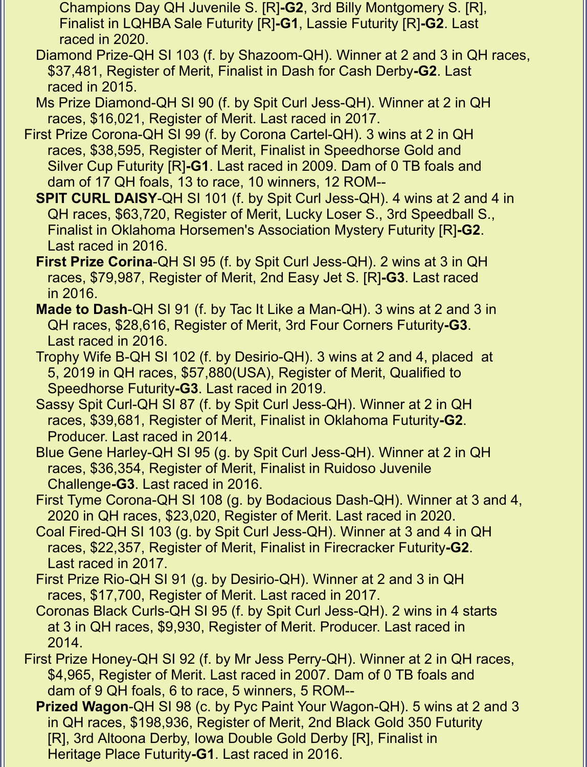Champions Day QH Juvenile S. [R]**-G2**, 3rd Billy Montgomery S. [R], Finalist in LQHBA Sale Futurity [R]**-G1**, Lassie Futurity [R]**-G2**. Last raced in 2020.

Diamond Prize-QH SI 103 (f. by Shazoom-QH). Winner at 2 and 3 in QH races, $37,481, Register of Merit, Finalist in Dash for Cash Derby**-G2**. Last raced in 2015.

Ms Prize Diamond-QH SI 90 (f. by Spit Curl Jess-QH). Winner at 2 in QH races, $16,021, Register of Merit. Last raced in 2017.

First Prize Corona-QH SI 99 (f. by Corona Cartel-QH). 3 wins at 2 in QH races, $38,595, Register of Merit, Finalist in Speedhorse Gold and Silver Cup Futurity [R]**-G1**. Last raced in 2009. Dam of 0 TB foals and dam of 17 QH foals, 13 to race, 10 winners, 12 ROM--

**SPIT CURL DAISY**-QH SI 101 (f. by Spit Curl Jess-QH). 4 wins at 2 and 4 in QH races, $63,720, Register of Merit, Lucky Loser S., 3rd Speedball S., Finalist in Oklahoma Horsemen's Association Mystery Futurity [R]**-G2**. Last raced in 2016.

**First Prize Corina**-QH SI 95 (f. by Spit Curl Jess-QH). 2 wins at 3 in QH races, $79,987, Register of Merit, 2nd Easy Jet S. [R]**-G3**. Last raced in 2016.

**Made to Dash**-QH SI 91 (f. by Tac It Like a Man-QH). 3 wins at 2 and 3 in QH races, $28,616, Register of Merit, 3rd Four Corners Futurity**-G3**. Last raced in 2016.

Trophy Wife B-QH SI 102 (f. by Desirio-QH). 3 wins at 2 and 4, placed at 5, 2019 in QH races, $57,880(USA), Register of Merit, Qualified to Speedhorse Futurity**-G3**. Last raced in 2019.

Sassy Spit Curl-QH SI 87 (f. by Spit Curl Jess-QH). Winner at 2 in QH races, $39,681, Register of Merit, Finalist in Oklahoma Futurity**-G2**. Producer. Last raced in 2014.

Blue Gene Harley-QH SI 95 (g. by Spit Curl Jess-QH). Winner at 2 in QH races, $36,354, Register of Merit, Finalist in Ruidoso Juvenile Challenge**-G3**. Last raced in 2016.

First Tyme Corona-QH SI 108 (g. by Bodacious Dash-QH). Winner at 3 and 4, 2020 in QH races, $23,020, Register of Merit. Last raced in 2020.

Coal Fired-QH SI 103 (g. by Spit Curl Jess-QH). Winner at 3 and 4 in QH races, $22,357, Register of Merit, Finalist in Firecracker Futurity**-G2**. Last raced in 2017.

First Prize Rio-QH SI 91 (g. by Desirio-QH). Winner at 2 and 3 in QH races, $17,700, Register of Merit. Last raced in 2017.

Coronas Black Curls-QH SI 95 (f. by Spit Curl Jess-QH). 2 wins in 4 starts at 3 in QH races, $9,930, Register of Merit. Producer. Last raced in 2014.

First Prize Honey-QH SI 92 (f. by Mr Jess Perry-QH). Winner at 2 in QH races, $4,965, Register of Merit. Last raced in 2007. Dam of 0 TB foals and dam of 9 QH foals, 6 to race, 5 winners, 5 ROM--

**Prized Wagon**-QH SI 98 (c. by Pyc Paint Your Wagon-QH). 5 wins at 2 and 3 in QH races, $198,936, Register of Merit, 2nd Black Gold 350 Futurity [R], 3rd Altoona Derby, Iowa Double Gold Derby [R], Finalist in Heritage Place Futurity**-G1**. Last raced in 2016.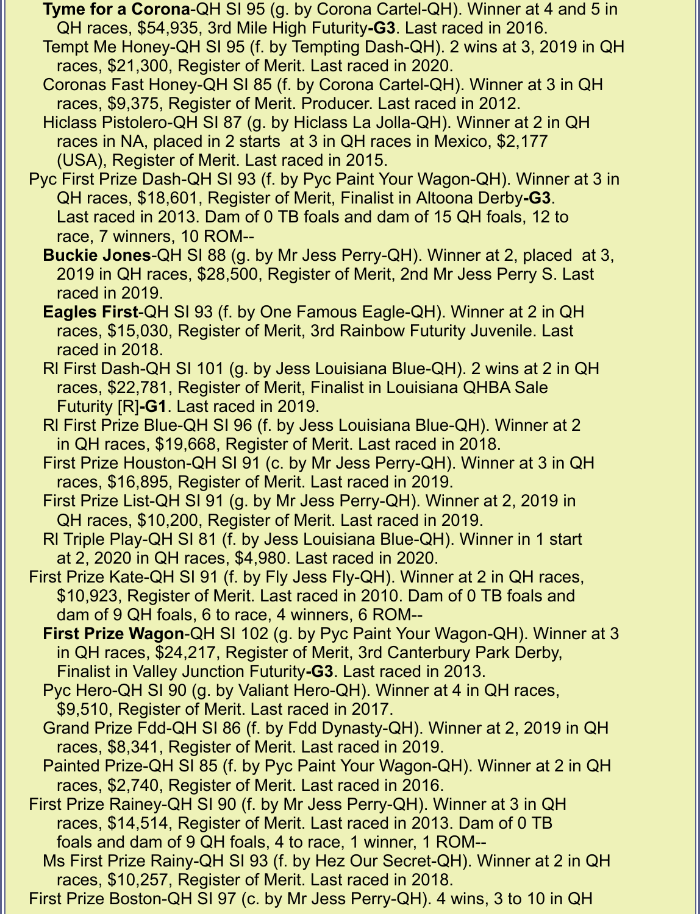**Tyme for a Corona**-QH SI 95 (g. by Corona Cartel-QH). Winner at 4 and 5 in QH races, $54,935, 3rd Mile High Futurity**-G3**. Last raced in 2016.

Tempt Me Honey-QH SI 95 (f. by Tempting Dash-QH). 2 wins at 3, 2019 in QH races, $21,300, Register of Merit. Last raced in 2020.

Coronas Fast Honey-QH SI 85 (f. by Corona Cartel-QH). Winner at 3 in QH races, $9,375, Register of Merit. Producer. Last raced in 2012.

Hiclass Pistolero-QH SI 87 (g. by Hiclass La Jolla-QH). Winner at 2 in QH races in NA, placed in 2 starts at 3 in QH races in Mexico, $2,177 (USA), Register of Merit. Last raced in 2015.

Pyc First Prize Dash-QH SI 93 (f. by Pyc Paint Your Wagon-QH). Winner at 3 in QH races, $18,601, Register of Merit, Finalist in Altoona Derby**-G3**. Last raced in 2013. Dam of 0 TB foals and dam of 15 QH foals, 12 to race, 7 winners, 10 ROM--

**Buckie Jones**-QH SI 88 (g. by Mr Jess Perry-QH). Winner at 2, placed at 3, 2019 in QH races, $28,500, Register of Merit, 2nd Mr Jess Perry S. Last raced in 2019.

**Eagles First**-QH SI 93 (f. by One Famous Eagle-QH). Winner at 2 in QH races, $15,030, Register of Merit, 3rd Rainbow Futurity Juvenile. Last raced in 2018.

Rl First Dash-QH SI 101 (g. by Jess Louisiana Blue-QH). 2 wins at 2 in QH races, $22,781, Register of Merit, Finalist in Louisiana QHBA Sale Futurity [R]**-G1**. Last raced in 2019.

Rl First Prize Blue-QH SI 96 (f. by Jess Louisiana Blue-QH). Winner at 2 in QH races, $19,668, Register of Merit. Last raced in 2018.

First Prize Houston-QH SI 91 (c. by Mr Jess Perry-QH). Winner at 3 in QH races, $16,895, Register of Merit. Last raced in 2019.

First Prize List-QH SI 91 (g. by Mr Jess Perry-QH). Winner at 2, 2019 in QH races, $10,200, Register of Merit. Last raced in 2019.

Rl Triple Play-QH SI 81 (f. by Jess Louisiana Blue-QH). Winner in 1 start at 2, 2020 in QH races, $4,980. Last raced in 2020.

First Prize Kate-QH SI 91 (f. by Fly Jess Fly-QH). Winner at 2 in QH races, $10,923, Register of Merit. Last raced in 2010. Dam of 0 TB foals and dam of 9 QH foals, 6 to race, 4 winners, 6 ROM--

**First Prize Wagon**-QH SI 102 (g. by Pyc Paint Your Wagon-QH). Winner at 3 in QH races, $24,217, Register of Merit, 3rd Canterbury Park Derby, Finalist in Valley Junction Futurity**-G3**. Last raced in 2013.

Pyc Hero-QH SI 90 (g. by Valiant Hero-QH). Winner at 4 in QH races, $9,510, Register of Merit. Last raced in 2017.

Grand Prize Fdd-QH SI 86 (f. by Fdd Dynasty-QH). Winner at 2, 2019 in QH races, $8,341, Register of Merit. Last raced in 2019.

Painted Prize-QH SI 85 (f. by Pyc Paint Your Wagon-QH). Winner at 2 in QH races, $2,740, Register of Merit. Last raced in 2016.

First Prize Rainey-QH SI 90 (f. by Mr Jess Perry-QH). Winner at 3 in QH races, $14,514, Register of Merit. Last raced in 2013. Dam of 0 TB foals and dam of 9 QH foals, 4 to race, 1 winner, 1 ROM--

Ms First Prize Rainy-QH SI 93 (f. by Hez Our Secret-QH). Winner at 2 in QH races, $10,257, Register of Merit. Last raced in 2018.

First Prize Boston-QH SI 97 (c. by Mr Jess Perry-QH). 4 wins, 3 to 10 in QH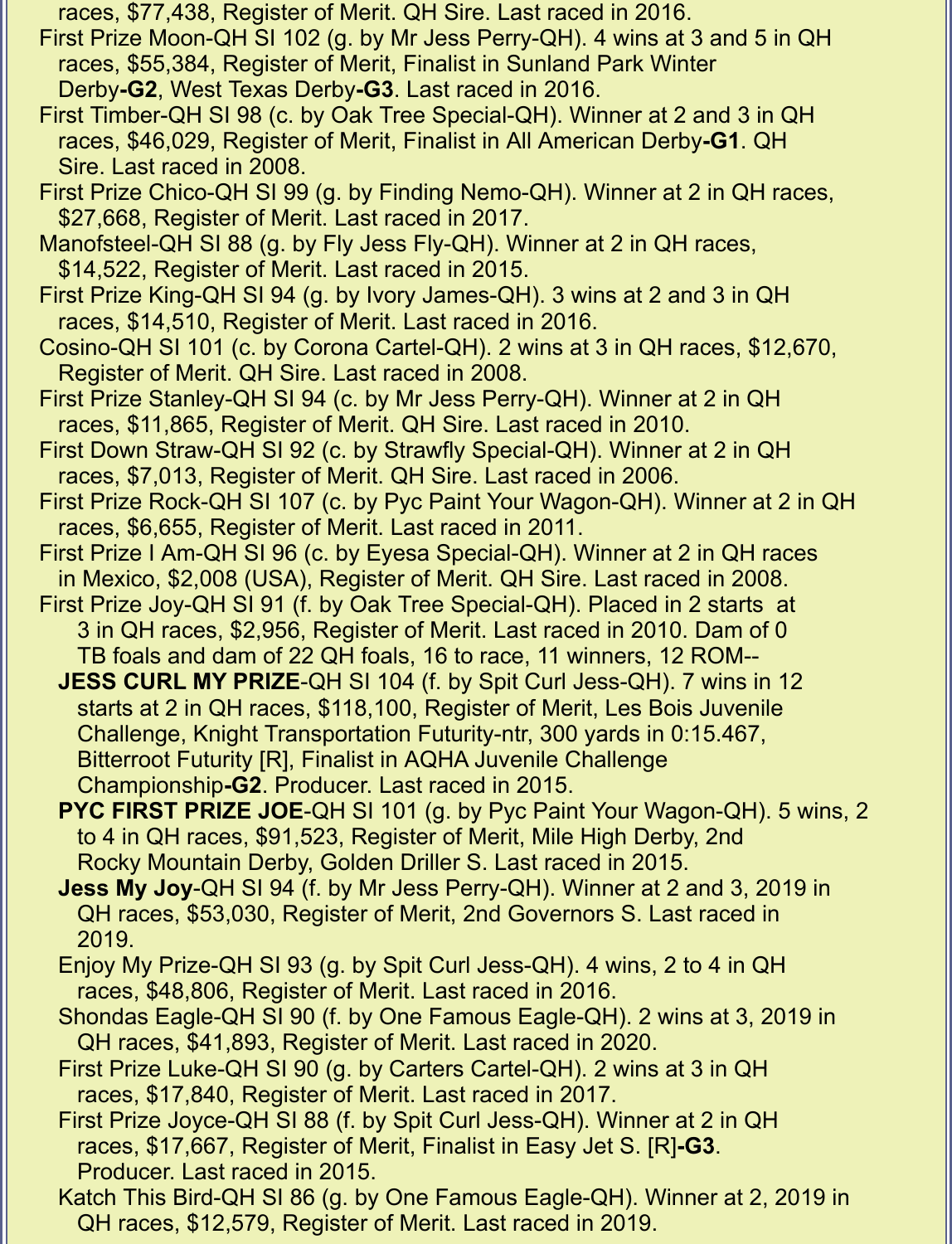races, $77,438, Register of Merit. QH Sire. Last raced in 2016.

First Prize Moon-QH SI 102 (g. by Mr Jess Perry-QH). 4 wins at 3 and 5 in QH races, $55,384, Register of Merit, Finalist in Sunland Park Winter Derby**-G2**, West Texas Derby**-G3**. Last raced in 2016.

First Timber-QH SI 98 (c. by Oak Tree Special-QH). Winner at 2 and 3 in QH races, $46,029, Register of Merit, Finalist in All American Derby**-G1**. QH Sire. Last raced in 2008.

First Prize Chico-QH SI 99 (g. by Finding Nemo-QH). Winner at 2 in QH races, $27,668, Register of Merit. Last raced in 2017.

Manofsteel-QH SI 88 (g. by Fly Jess Fly-QH). Winner at 2 in QH races, $14,522, Register of Merit. Last raced in 2015.

First Prize King-QH SI 94 (g. by Ivory James-QH). 3 wins at 2 and 3 in QH races, $14,510, Register of Merit. Last raced in 2016.

Cosino-QH SI 101 (c. by Corona Cartel-QH). 2 wins at 3 in QH races, $12,670, Register of Merit. QH Sire. Last raced in 2008.

First Prize Stanley-QH SI 94 (c. by Mr Jess Perry-QH). Winner at 2 in QH races, $11,865, Register of Merit. QH Sire. Last raced in 2010.

First Down Straw-QH SI 92 (c. by Strawfly Special-QH). Winner at 2 in QH races, $7,013, Register of Merit. QH Sire. Last raced in 2006.

First Prize Rock-QH SI 107 (c. by Pyc Paint Your Wagon-QH). Winner at 2 in QH races, $6,655, Register of Merit. Last raced in 2011.

First Prize I Am-QH SI 96 (c. by Eyesa Special-QH). Winner at 2 in QH races in Mexico, $2,008 (USA), Register of Merit. QH Sire. Last raced in 2008.

First Prize Joy-QH SI 91 (f. by Oak Tree Special-QH). Placed in 2 starts at 3 in QH races, $2,956, Register of Merit. Last raced in 2010. Dam of 0 TB foals and dam of 22 QH foals, 16 to race, 11 winners, 12 ROM--

- **JESS CURL MY PRIZE**-QH SI 104 (f. by Spit Curl Jess-QH). 7 wins in 12 starts at 2 in QH races, $118,100, Register of Merit, Les Bois Juvenile Challenge, Knight Transportation Futurity-ntr, 300 yards in 0:15.467, Bitterroot Futurity [R], Finalist in AQHA Juvenile Challenge Championship**-G2**. Producer. Last raced in 2015.
- **PYC FIRST PRIZE JOE**-QH SI 101 (g. by Pyc Paint Your Wagon-QH). 5 wins, 2 to 4 in QH races, $91,523, Register of Merit, Mile High Derby, 2nd Rocky Mountain Derby, Golden Driller S. Last raced in 2015.
- **Jess My Joy**-QH SI 94 (f. by Mr Jess Perry-QH). Winner at 2 and 3, 2019 in QH races, $53,030, Register of Merit, 2nd Governors S. Last raced in 2019.
- Enjoy My Prize-QH SI 93 (g. by Spit Curl Jess-QH). 4 wins, 2 to 4 in QH races, $48,806, Register of Merit. Last raced in 2016.
- Shondas Eagle-QH SI 90 (f. by One Famous Eagle-QH). 2 wins at 3, 2019 in QH races, $41,893, Register of Merit. Last raced in 2020.
- First Prize Luke-QH SI 90 (g. by Carters Cartel-QH). 2 wins at 3 in QH races, $17,840, Register of Merit. Last raced in 2017.
- First Prize Joyce-QH SI 88 (f. by Spit Curl Jess-QH). Winner at 2 in QH races, $17,667, Register of Merit, Finalist in Easy Jet S. [R]**-G3**. Producer. Last raced in 2015.
- Katch This Bird-QH SI 86 (g. by One Famous Eagle-QH). Winner at 2, 2019 in QH races, $12,579, Register of Merit. Last raced in 2019.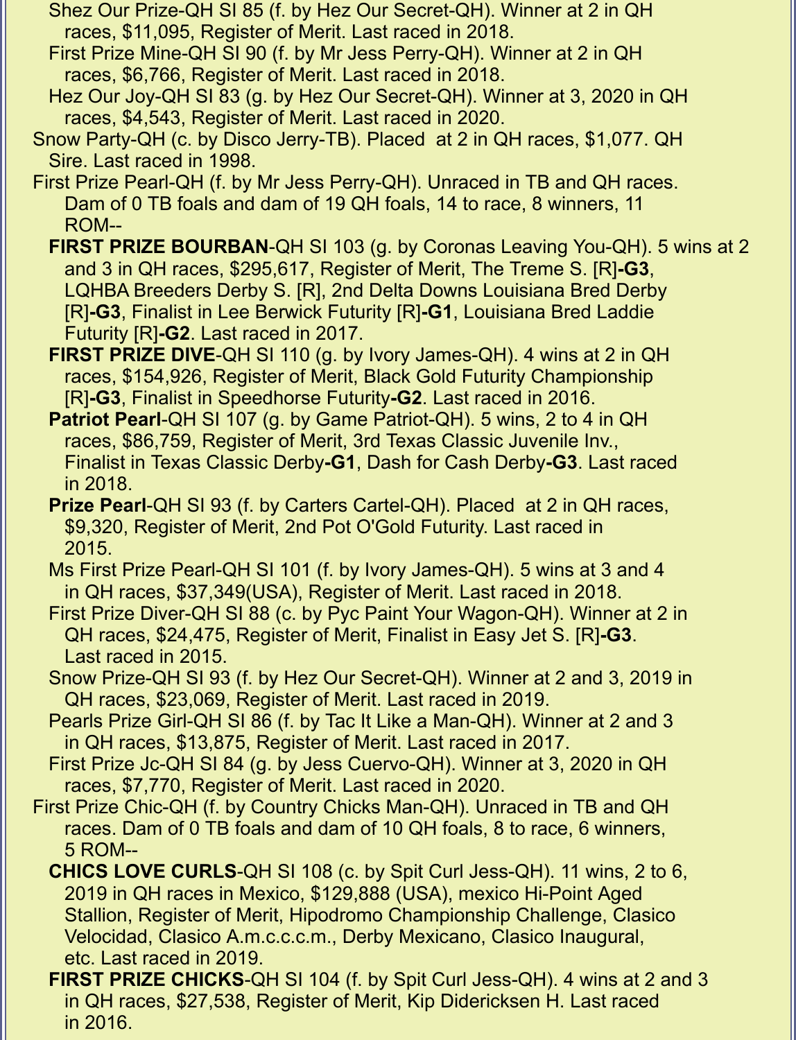Shez Our Prize-QH SI 85 (f. by Hez Our Secret-QH). Winner at 2 in QH races, $11,095, Register of Merit. Last raced in 2018.

First Prize Mine-QH SI 90 (f. by Mr Jess Perry-QH). Winner at 2 in QH races, $6,766, Register of Merit. Last raced in 2018.

Hez Our Joy-QH SI 83 (g. by Hez Our Secret-QH). Winner at 3, 2020 in QH races, $4,543, Register of Merit. Last raced in 2020.

Snow Party-QH (c. by Disco Jerry-TB). Placed at 2 in QH races, $1,077. QH Sire. Last raced in 1998.

First Prize Pearl-QH (f. by Mr Jess Perry-QH). Unraced in TB and QH races. Dam of 0 TB foals and dam of 19 QH foals, 14 to race, 8 winners, 11 ROM--

**FIRST PRIZE BOURBAN**-QH SI 103 (g. by Coronas Leaving You-QH). 5 wins at 2 and 3 in QH races, $295,617, Register of Merit, The Treme S. [R]**-G3**, LQHBA Breeders Derby S. [R], 2nd Delta Downs Louisiana Bred Derby [R]**-G3**, Finalist in Lee Berwick Futurity [R]**-G1**, Louisiana Bred Laddie Futurity [R]**-G2**. Last raced in 2017.

**FIRST PRIZE DIVE**-QH SI 110 (g. by Ivory James-QH). 4 wins at 2 in QH races, $154,926, Register of Merit, Black Gold Futurity Championship [R]**-G3**, Finalist in Speedhorse Futurity**-G2**. Last raced in 2016.

**Patriot Pearl**-QH SI 107 (g. by Game Patriot-QH). 5 wins, 2 to 4 in QH races, $86,759, Register of Merit, 3rd Texas Classic Juvenile Inv., Finalist in Texas Classic Derby**-G1**, Dash for Cash Derby**-G3**. Last raced in 2018.

**Prize Pearl**-QH SI 93 (f. by Carters Cartel-QH). Placed at 2 in QH races, $9,320, Register of Merit, 2nd Pot O'Gold Futurity. Last raced in 2015.

Ms First Prize Pearl-QH SI 101 (f. by Ivory James-QH). 5 wins at 3 and 4 in QH races, $37,349(USA), Register of Merit. Last raced in 2018.

First Prize Diver-QH SI 88 (c. by Pyc Paint Your Wagon-QH). Winner at 2 in QH races, $24,475, Register of Merit, Finalist in Easy Jet S. [R]**-G3**. Last raced in 2015.

Snow Prize-QH SI 93 (f. by Hez Our Secret-QH). Winner at 2 and 3, 2019 in QH races, $23,069, Register of Merit. Last raced in 2019.

Pearls Prize Girl-QH SI 86 (f. by Tac It Like a Man-QH). Winner at 2 and 3 in QH races, $13,875, Register of Merit. Last raced in 2017.

First Prize Jc-QH SI 84 (g. by Jess Cuervo-QH). Winner at 3, 2020 in QH races, $7,770, Register of Merit. Last raced in 2020.

First Prize Chic-QH (f. by Country Chicks Man-QH). Unraced in TB and QH races. Dam of 0 TB foals and dam of 10 QH foals, 8 to race, 6 winners, 5 ROM--

**CHICS LOVE CURLS**-QH SI 108 (c. by Spit Curl Jess-QH). 11 wins, 2 to 6, 2019 in QH races in Mexico, $129,888 (USA), mexico Hi-Point Aged Stallion, Register of Merit, Hipodromo Championship Challenge, Clasico Velocidad, Clasico A.m.c.c.c.m., Derby Mexicano, Clasico Inaugural, etc. Last raced in 2019.

**FIRST PRIZE CHICKS**-QH SI 104 (f. by Spit Curl Jess-QH). 4 wins at 2 and 3 in QH races, $27,538, Register of Merit, Kip Didericksen H. Last raced in 2016.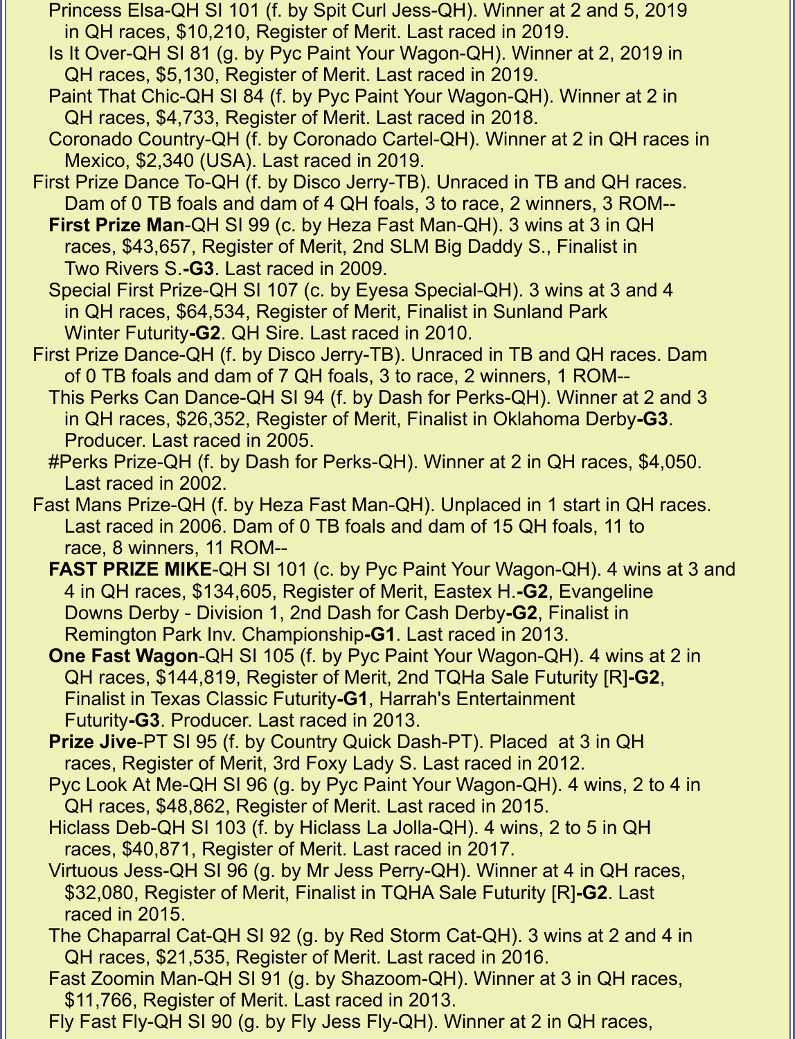Princess Elsa-QH SI 101 (f. by Spit Curl Jess-QH). Winner at 2 and 5, 2019 in QH races, $10,210, Register of Merit. Last raced in 2019.

Is It Over-QH SI 81 (g. by Pyc Paint Your Wagon-QH). Winner at 2, 2019 in QH races, $5,130, Register of Merit. Last raced in 2019.

Paint That Chic-QH SI 84 (f. by Pyc Paint Your Wagon-QH). Winner at 2 in QH races, $4,733, Register of Merit. Last raced in 2018.

Coronado Country-QH (f. by Coronado Cartel-QH). Winner at 2 in QH races in Mexico, $2,340 (USA). Last raced in 2019.

First Prize Dance To-QH (f. by Disco Jerry-TB). Unraced in TB and QH races. Dam of 0 TB foals and dam of 4 QH foals, 3 to race, 2 winners, 3 ROM--

**First Prize Man**-QH SI 99 (c. by Heza Fast Man-QH). 3 wins at 3 in QH races, $43,657, Register of Merit, 2nd SLM Big Daddy S., Finalist in Two Rivers S.**-G3**. Last raced in 2009.

Special First Prize-QH SI 107 (c. by Eyesa Special-QH). 3 wins at 3 and 4 in QH races, $64,534, Register of Merit, Finalist in Sunland Park Winter Futurity**-G2**. QH Sire. Last raced in 2010.

First Prize Dance-QH (f. by Disco Jerry-TB). Unraced in TB and QH races. Dam of 0 TB foals and dam of 7 QH foals, 3 to race, 2 winners, 1 ROM--

This Perks Can Dance-QH SI 94 (f. by Dash for Perks-QH). Winner at 2 and 3 in QH races, $26,352, Register of Merit, Finalist in Oklahoma Derby**-G3**. Producer. Last raced in 2005.

#Perks Prize-QH (f. by Dash for Perks-QH). Winner at 2 in QH races, $4,050. Last raced in 2002.

Fast Mans Prize-QH (f. by Heza Fast Man-QH). Unplaced in 1 start in QH races. Last raced in 2006. Dam of 0 TB foals and dam of 15 QH foals, 11 to race, 8 winners, 11 ROM--

**FAST PRIZE MIKE**-QH SI 101 (c. by Pyc Paint Your Wagon-QH). 4 wins at 3 and 4 in QH races, $134,605, Register of Merit, Eastex H.**-G2**, Evangeline Downs Derby - Division 1, 2nd Dash for Cash Derby**-G2**, Finalist in Remington Park Inv. Championship**-G1**. Last raced in 2013.

**One Fast Wagon**-QH SI 105 (f. by Pyc Paint Your Wagon-QH). 4 wins at 2 in QH races, $144,819, Register of Merit, 2nd TQHa Sale Futurity [R]**-G2**, Finalist in Texas Classic Futurity**-G1**, Harrah's Entertainment Futurity**-G3**. Producer. Last raced in 2013.

**Prize Jive**-PT SI 95 (f. by Country Quick Dash-PT). Placed at 3 in QH races, Register of Merit, 3rd Foxy Lady S. Last raced in 2012.

Pyc Look At Me-QH SI 96 (g. by Pyc Paint Your Wagon-QH). 4 wins, 2 to 4 in QH races, $48,862, Register of Merit. Last raced in 2015.

Hiclass Deb-QH SI 103 (f. by Hiclass La Jolla-QH). 4 wins, 2 to 5 in QH races, $40,871, Register of Merit. Last raced in 2017.

Virtuous Jess-QH SI 96 (g. by Mr Jess Perry-QH). Winner at 4 in QH races, $32,080, Register of Merit, Finalist in TQHA Sale Futurity [R]**-G2**. Last raced in 2015.

The Chaparral Cat-QH SI 92 (g. by Red Storm Cat-QH). 3 wins at 2 and 4 in QH races, $21,535, Register of Merit. Last raced in 2016.

Fast Zoomin Man-QH SI 91 (g. by Shazoom-QH). Winner at 3 in QH races, $11,766, Register of Merit. Last raced in 2013.

Fly Fast Fly-QH SI 90 (g. by Fly Jess Fly-QH). Winner at 2 in QH races,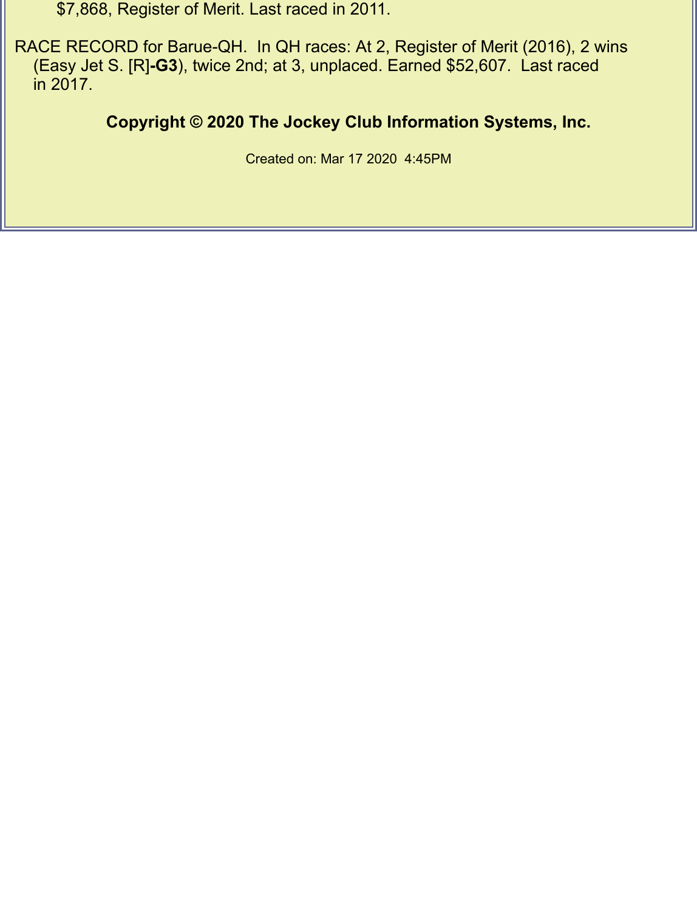$7,868, Register of Merit. Last raced in 2011.

RACE RECORD for Barue-QH. In QH races: At 2, Register of Merit (2016), 2 wins (Easy Jet S. [R]**-G3**), twice 2nd; at 3, unplaced. Earned $52,607. Last raced in 2017.

**Copyright © 2020 The Jockey Club Information Systems, Inc.**

Created on: Mar 17 2020 4:45PM